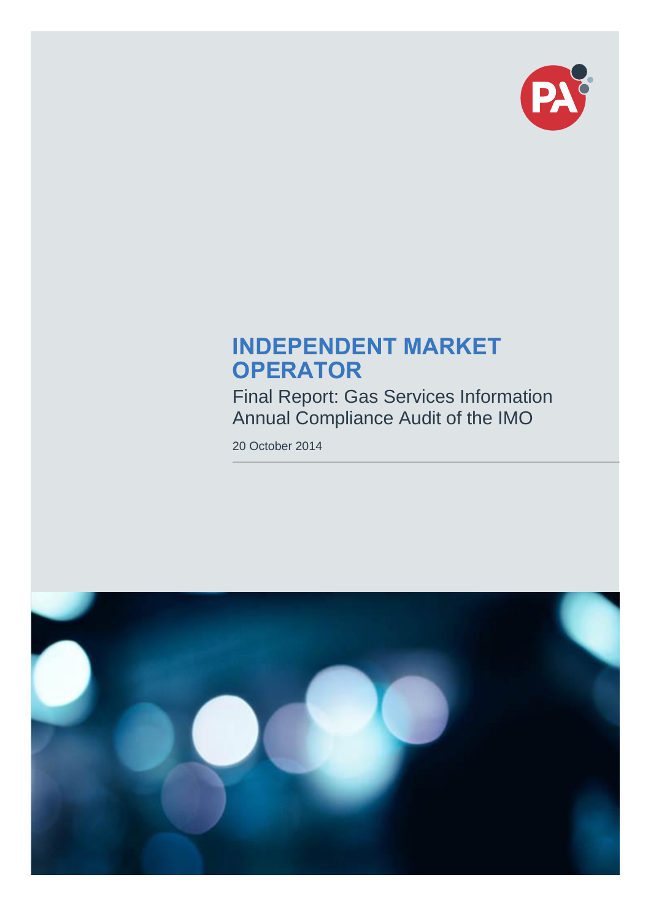# INDEPENDENT MARKET OPERATOR

Final Report: Gas Services Information Annual Compliance Audit of the IMO

20 October 2014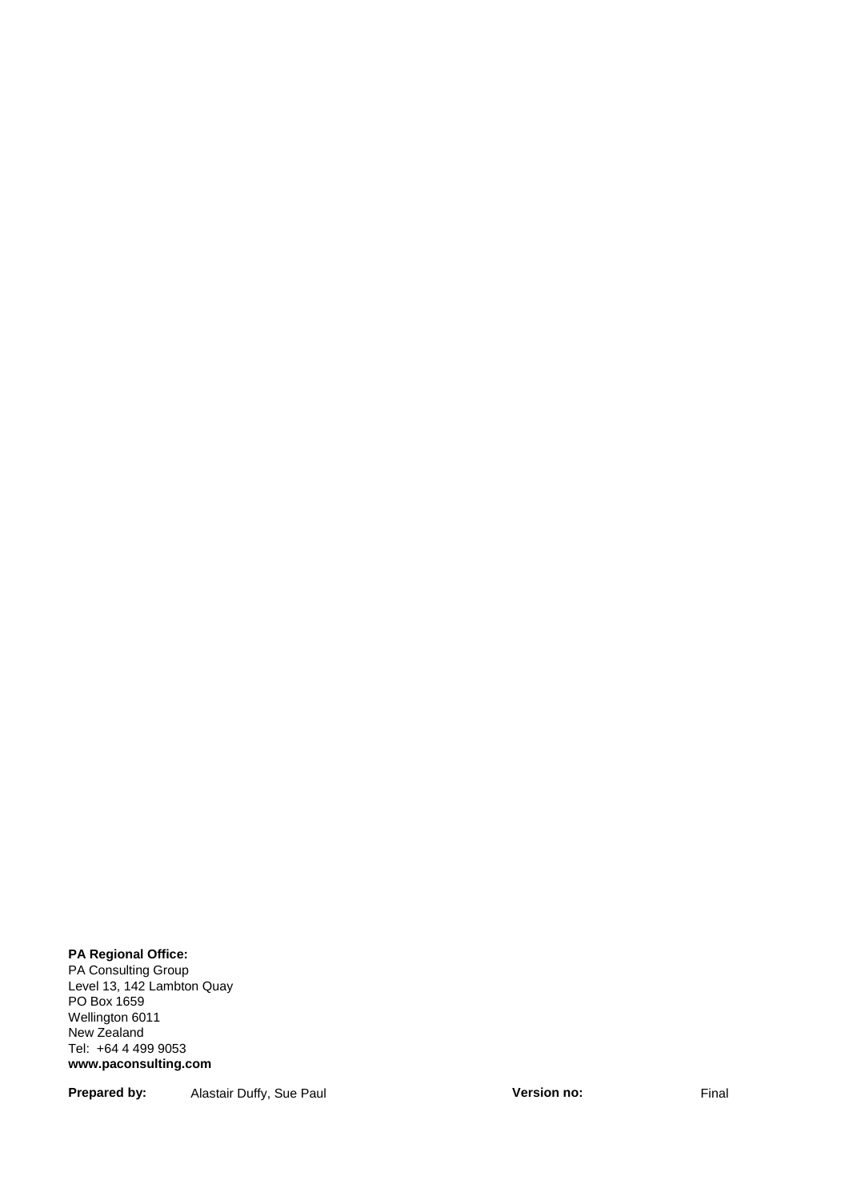**PA Regional Office:**
PA Consulting Group
Level 13, 142 Lambton Quay
PO Box 1659
Wellington 6011
New Zealand
Tel: +64 4 499 9053
**www.paconsulting.com**

**Prepared by:** Alastair Duffy, Sue Paul **Version no:** Final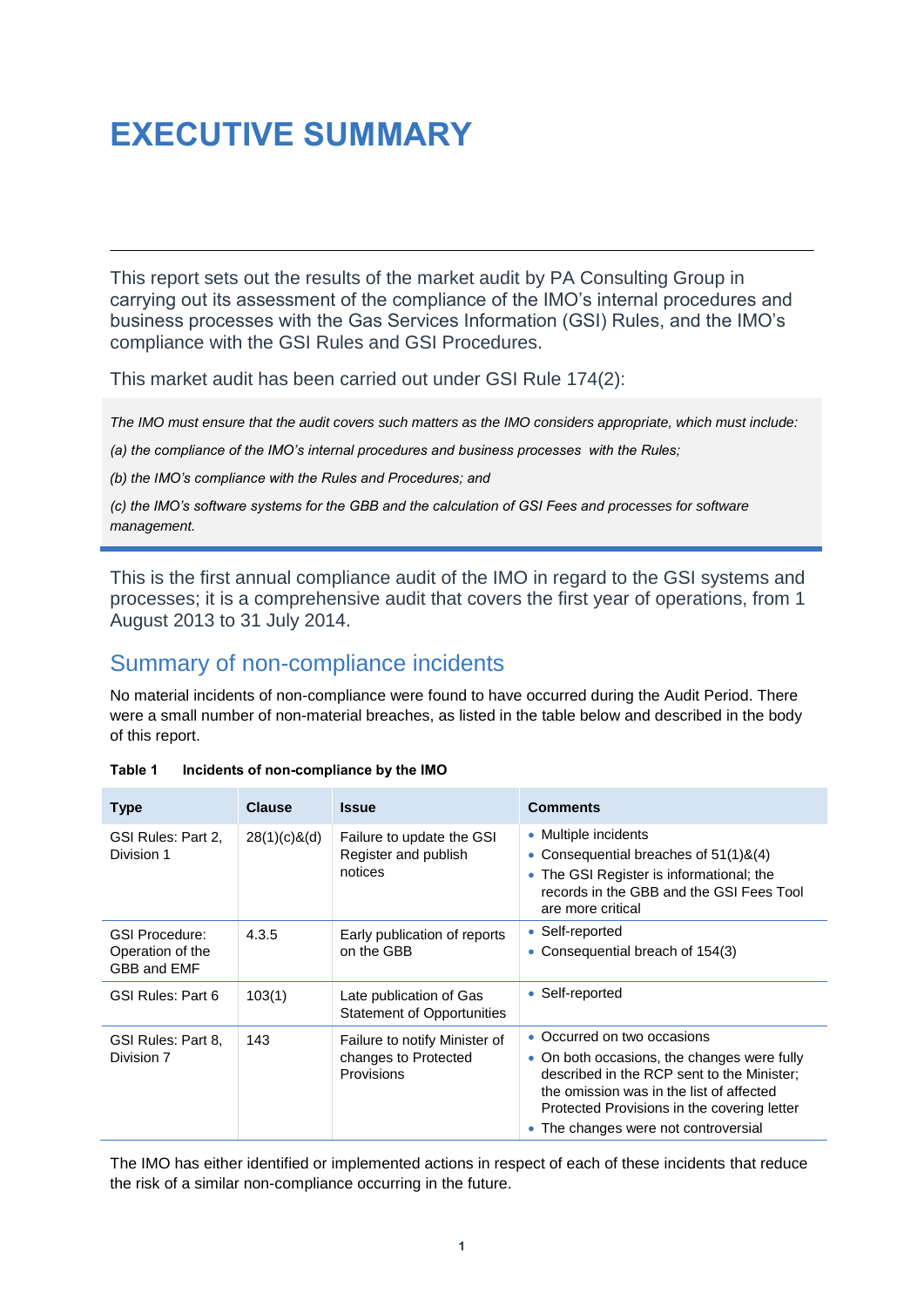# EXECUTIVE SUMMARY

This report sets out the results of the market audit by PA Consulting Group in carrying out its assessment of the compliance of the IMO's internal procedures and business processes with the Gas Services Information (GSI) Rules, and the IMO's compliance with the GSI Rules and GSI Procedures.

This market audit has been carried out under GSI Rule 174(2):

> *The IMO must ensure that the audit covers such matters as the IMO considers appropriate, which must include:*
>
> *(a) the compliance of the IMO's internal procedures and business processes with the Rules;*
>
> *(b) the IMO's compliance with the Rules and Procedures; and*
>
> *(c) the IMO's software systems for the GBB and the calculation of GSI Fees and processes for software management.*

This is the first annual compliance audit of the IMO in regard to the GSI systems and processes; it is a comprehensive audit that covers the first year of operations, from 1 August 2013 to 31 July 2014.

## Summary of non-compliance incidents

No material incidents of non-compliance were found to have occurred during the Audit Period. There were a small number of non-material breaches, as listed in the table below and described in the body of this report.

**Table 1 Incidents of non-compliance by the IMO**

| Type | Clause | Issue | Comments |
|---|---|---|---|
| GSI Rules: Part 2, Division 1 | 28(1)(c)&(d) | Failure to update the GSI Register and publish notices | • Multiple incidents<br>• Consequential breaches of 51(1)&(4)<br>• The GSI Register is informational; the records in the GBB and the GSI Fees Tool are more critical |
| GSI Procedure: Operation of the GBB and EMF | 4.3.5 | Early publication of reports on the GBB | • Self-reported<br>• Consequential breach of 154(3) |
| GSI Rules: Part 6 | 103(1) | Late publication of Gas Statement of Opportunities | • Self-reported |
| GSI Rules: Part 8, Division 7 | 143 | Failure to notify Minister of changes to Protected Provisions | • Occurred on two occasions<br>• On both occasions, the changes were fully described in the RCP sent to the Minister; the omission was in the list of affected Protected Provisions in the covering letter<br>• The changes were not controversial |

The IMO has either identified or implemented actions in respect of each of these incidents that reduce the risk of a similar non-compliance occurring in the future.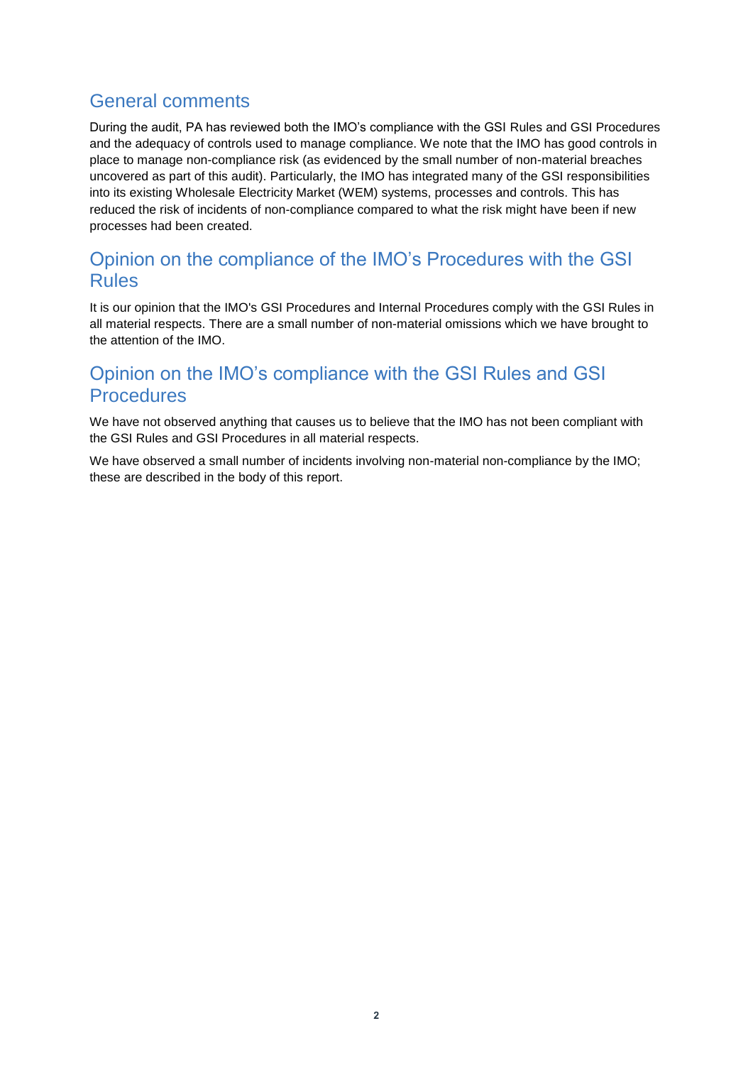## General comments

During the audit, PA has reviewed both the IMO's compliance with the GSI Rules and GSI Procedures and the adequacy of controls used to manage compliance. We note that the IMO has good controls in place to manage non-compliance risk (as evidenced by the small number of non-material breaches uncovered as part of this audit). Particularly, the IMO has integrated many of the GSI responsibilities into its existing Wholesale Electricity Market (WEM) systems, processes and controls. This has reduced the risk of incidents of non-compliance compared to what the risk might have been if new processes had been created.

## Opinion on the compliance of the IMO's Procedures with the GSI Rules

It is our opinion that the IMO's GSI Procedures and Internal Procedures comply with the GSI Rules in all material respects. There are a small number of non-material omissions which we have brought to the attention of the IMO.

## Opinion on the IMO's compliance with the GSI Rules and GSI Procedures

We have not observed anything that causes us to believe that the IMO has not been compliant with the GSI Rules and GSI Procedures in all material respects.

We have observed a small number of incidents involving non-material non-compliance by the IMO; these are described in the body of this report.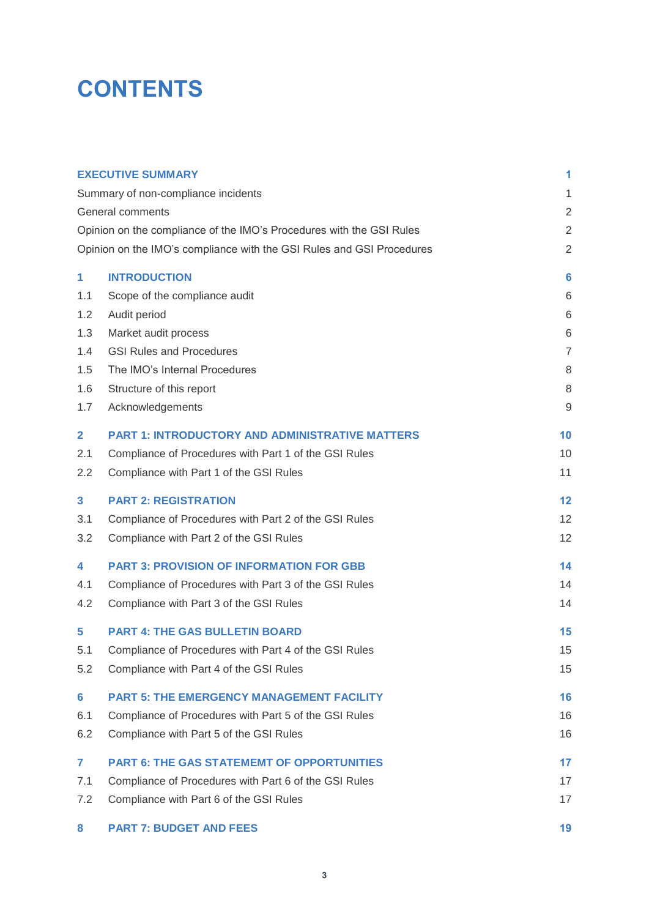# CONTENTS

| | | |
|---|---|---|
| **EXECUTIVE SUMMARY** | | **1** |
| Summary of non-compliance incidents | | 1 |
| General comments | | 2 |
| Opinion on the compliance of the IMO's Procedures with the GSI Rules | | 2 |
| Opinion on the IMO's compliance with the GSI Rules and GSI Procedures | | 2 |
| **1** | **INTRODUCTION** | **6** |
| 1.1 | Scope of the compliance audit | 6 |
| 1.2 | Audit period | 6 |
| 1.3 | Market audit process | 6 |
| 1.4 | GSI Rules and Procedures | 7 |
| 1.5 | The IMO's Internal Procedures | 8 |
| 1.6 | Structure of this report | 8 |
| 1.7 | Acknowledgements | 9 |
| **2** | **PART 1: INTRODUCTORY AND ADMINISTRATIVE MATTERS** | **10** |
| 2.1 | Compliance of Procedures with Part 1 of the GSI Rules | 10 |
| 2.2 | Compliance with Part 1 of the GSI Rules | 11 |
| **3** | **PART 2: REGISTRATION** | **12** |
| 3.1 | Compliance of Procedures with Part 2 of the GSI Rules | 12 |
| 3.2 | Compliance with Part 2 of the GSI Rules | 12 |
| **4** | **PART 3: PROVISION OF INFORMATION FOR GBB** | **14** |
| 4.1 | Compliance of Procedures with Part 3 of the GSI Rules | 14 |
| 4.2 | Compliance with Part 3 of the GSI Rules | 14 |
| **5** | **PART 4: THE GAS BULLETIN BOARD** | **15** |
| 5.1 | Compliance of Procedures with Part 4 of the GSI Rules | 15 |
| 5.2 | Compliance with Part 4 of the GSI Rules | 15 |
| **6** | **PART 5: THE EMERGENCY MANAGEMENT FACILITY** | **16** |
| 6.1 | Compliance of Procedures with Part 5 of the GSI Rules | 16 |
| 6.2 | Compliance with Part 5 of the GSI Rules | 16 |
| **7** | **PART 6: THE GAS STATEMEMT OF OPPORTUNITIES** | **17** |
| 7.1 | Compliance of Procedures with Part 6 of the GSI Rules | 17 |
| 7.2 | Compliance with Part 6 of the GSI Rules | 17 |
| **8** | **PART 7: BUDGET AND FEES** | **19** |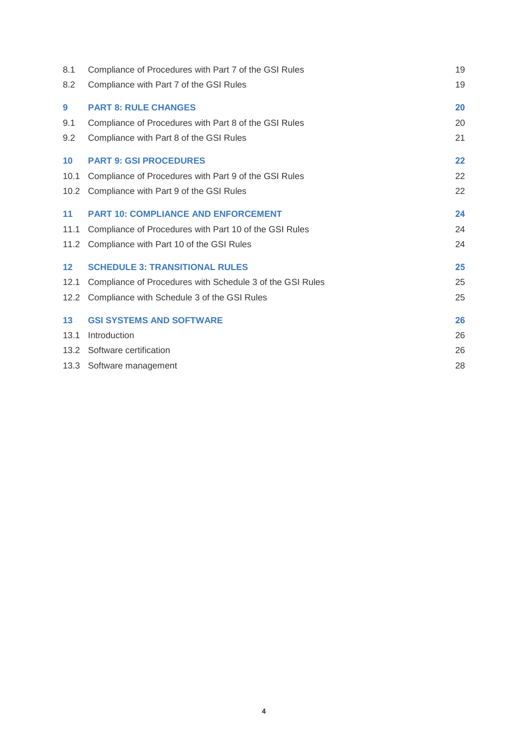| | | |
|---|---|---|
| 8.1 | Compliance of Procedures with Part 7 of the GSI Rules | 19 |
| 8.2 | Compliance with Part 7 of the GSI Rules | 19 |
| **9** | **PART 8: RULE CHANGES** | **20** |
| 9.1 | Compliance of Procedures with Part 8 of the GSI Rules | 20 |
| 9.2 | Compliance with Part 8 of the GSI Rules | 21 |
| **10** | **PART 9: GSI PROCEDURES** | **22** |
| 10.1 | Compliance of Procedures with Part 9 of the GSI Rules | 22 |
| 10.2 | Compliance with Part 9 of the GSI Rules | 22 |
| **11** | **PART 10: COMPLIANCE AND ENFORCEMENT** | **24** |
| 11.1 | Compliance of Procedures with Part 10 of the GSI Rules | 24 |
| 11.2 | Compliance with Part 10 of the GSI Rules | 24 |
| **12** | **SCHEDULE 3: TRANSITIONAL RULES** | **25** |
| 12.1 | Compliance of Procedures with Schedule 3 of the GSI Rules | 25 |
| 12.2 | Compliance with Schedule 3 of the GSI Rules | 25 |
| **13** | **GSI SYSTEMS AND SOFTWARE** | **26** |
| 13.1 | Introduction | 26 |
| 13.2 | Software certification | 26 |
| 13.3 | Software management | 28 |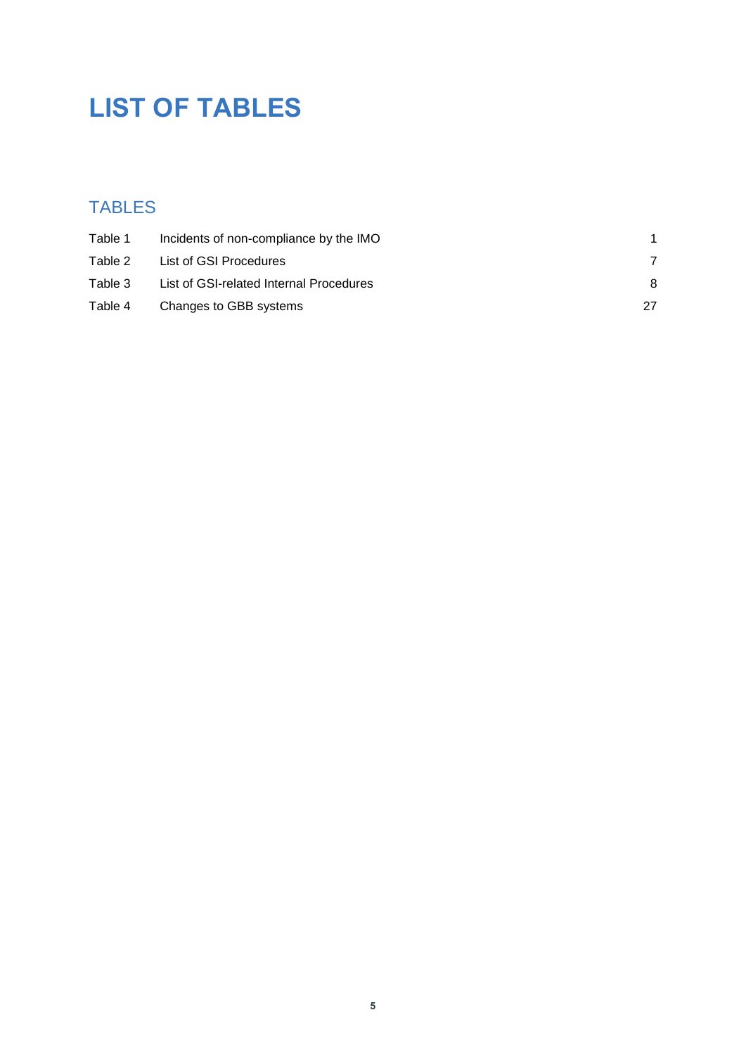# LIST OF TABLES

## TABLES

| | | |
|---|---|---|
| Table 1 | Incidents of non-compliance by the IMO | 1 |
| Table 2 | List of GSI Procedures | 7 |
| Table 3 | List of GSI-related Internal Procedures | 8 |
| Table 4 | Changes to GBB systems | 27 |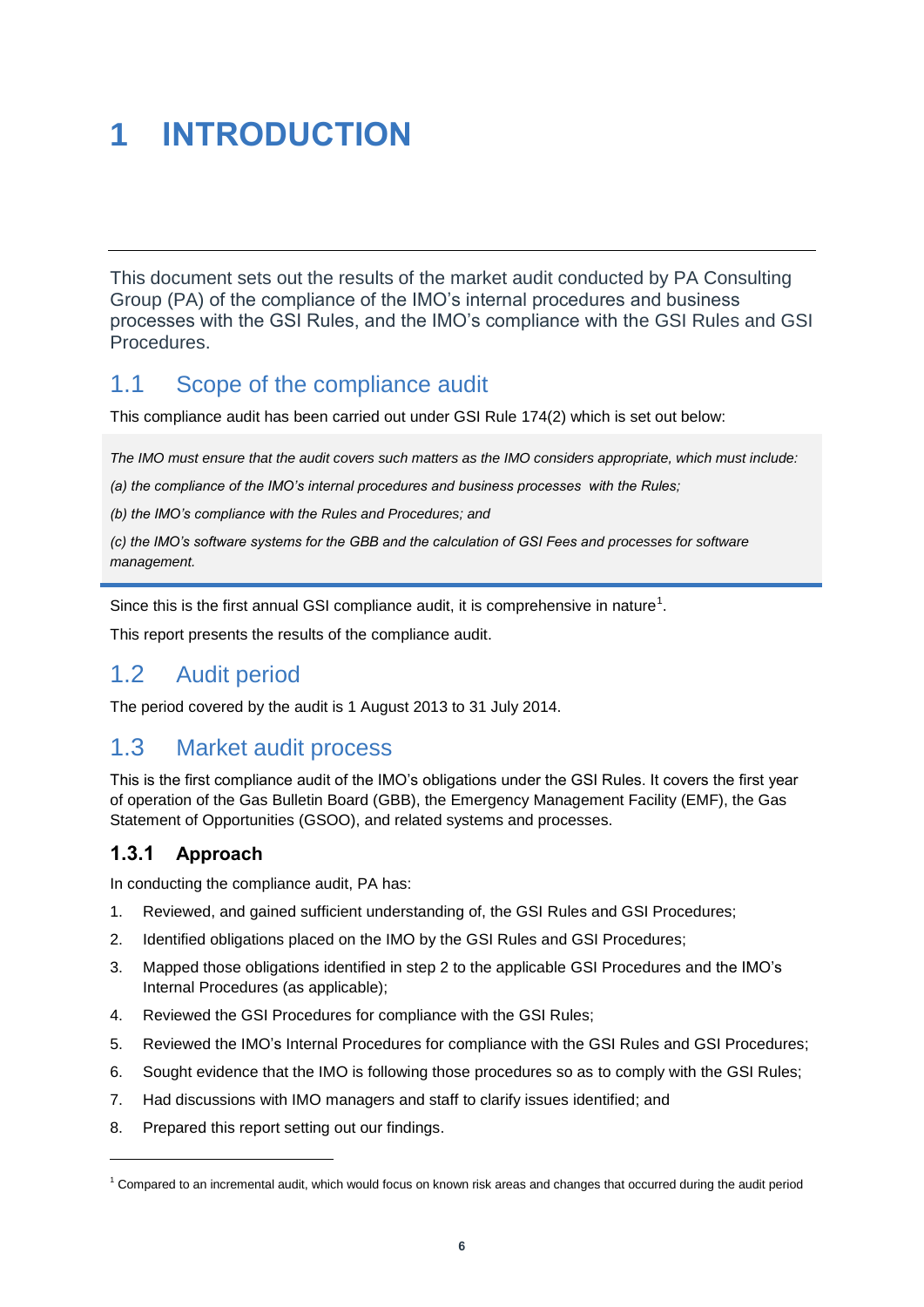# 1 INTRODUCTION

This document sets out the results of the market audit conducted by PA Consulting Group (PA) of the compliance of the IMO's internal procedures and business processes with the GSI Rules, and the IMO's compliance with the GSI Rules and GSI Procedures.

## 1.1 Scope of the compliance audit

This compliance audit has been carried out under GSI Rule 174(2) which is set out below:

> *The IMO must ensure that the audit covers such matters as the IMO considers appropriate, which must include:*
>
> *(a) the compliance of the IMO's internal procedures and business processes with the Rules;*
>
> *(b) the IMO's compliance with the Rules and Procedures; and*
>
> *(c) the IMO's software systems for the GBB and the calculation of GSI Fees and processes for software management.*

Since this is the first annual GSI compliance audit, it is comprehensive in nature[1].

This report presents the results of the compliance audit.

## 1.2 Audit period

The period covered by the audit is 1 August 2013 to 31 July 2014.

## 1.3 Market audit process

This is the first compliance audit of the IMO's obligations under the GSI Rules. It covers the first year of operation of the Gas Bulletin Board (GBB), the Emergency Management Facility (EMF), the Gas Statement of Opportunities (GSOO), and related systems and processes.

### 1.3.1 Approach

In conducting the compliance audit, PA has:

1. Reviewed, and gained sufficient understanding of, the GSI Rules and GSI Procedures;
2. Identified obligations placed on the IMO by the GSI Rules and GSI Procedures;
3. Mapped those obligations identified in step 2 to the applicable GSI Procedures and the IMO's Internal Procedures (as applicable);
4. Reviewed the GSI Procedures for compliance with the GSI Rules;
5. Reviewed the IMO's Internal Procedures for compliance with the GSI Rules and GSI Procedures;
6. Sought evidence that the IMO is following those procedures so as to comply with the GSI Rules;
7. Had discussions with IMO managers and staff to clarify issues identified; and
8. Prepared this report setting out our findings.

---

[1] Compared to an incremental audit, which would focus on known risk areas and changes that occurred during the audit period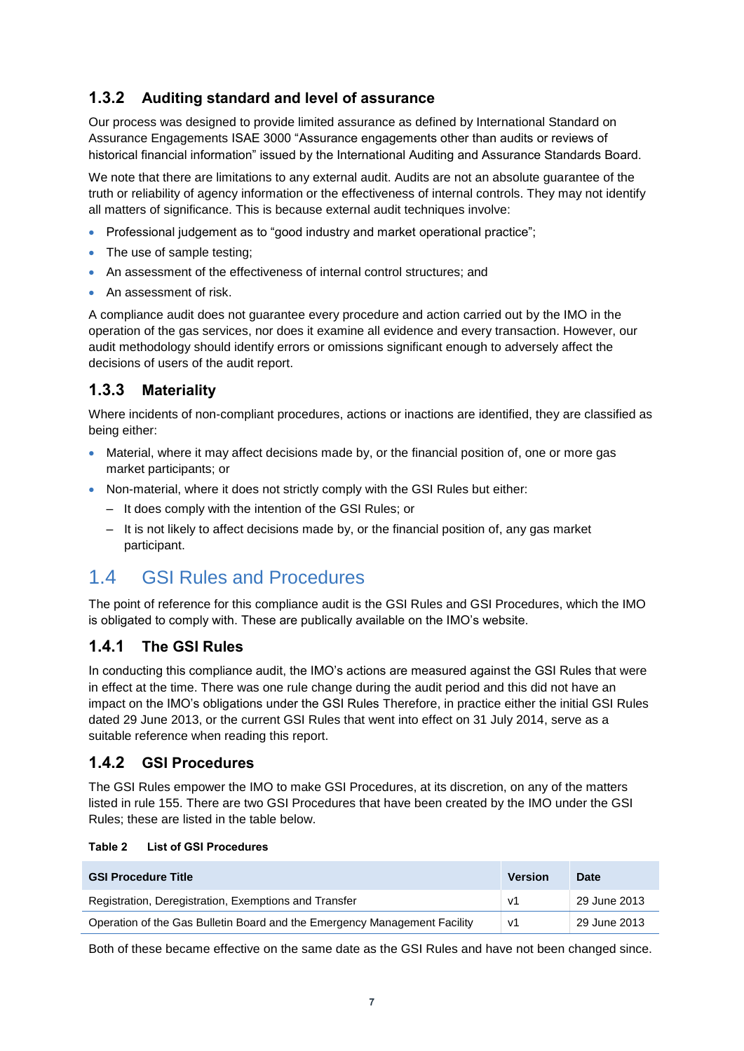### 1.3.2 Auditing standard and level of assurance

Our process was designed to provide limited assurance as defined by International Standard on Assurance Engagements ISAE 3000 "Assurance engagements other than audits or reviews of historical financial information" issued by the International Auditing and Assurance Standards Board.

We note that there are limitations to any external audit. Audits are not an absolute guarantee of the truth or reliability of agency information or the effectiveness of internal controls. They may not identify all matters of significance. This is because external audit techniques involve:

- Professional judgement as to "good industry and market operational practice";
- The use of sample testing;
- An assessment of the effectiveness of internal control structures; and
- An assessment of risk.

A compliance audit does not guarantee every procedure and action carried out by the IMO in the operation of the gas services, nor does it examine all evidence and every transaction. However, our audit methodology should identify errors or omissions significant enough to adversely affect the decisions of users of the audit report.

### 1.3.3 Materiality

Where incidents of non-compliant procedures, actions or inactions are identified, they are classified as being either:

- Material, where it may affect decisions made by, or the financial position of, one or more gas market participants; or
- Non-material, where it does not strictly comply with the GSI Rules but either:
  - It does comply with the intention of the GSI Rules; or
  - It is not likely to affect decisions made by, or the financial position of, any gas market participant.

## 1.4 GSI Rules and Procedures

The point of reference for this compliance audit is the GSI Rules and GSI Procedures, which the IMO is obligated to comply with. These are publically available on the IMO's website.

### 1.4.1 The GSI Rules

In conducting this compliance audit, the IMO's actions are measured against the GSI Rules that were in effect at the time. There was one rule change during the audit period and this did not have an impact on the IMO's obligations under the GSI Rules Therefore, in practice either the initial GSI Rules dated 29 June 2013, or the current GSI Rules that went into effect on 31 July 2014, serve as a suitable reference when reading this report.

### 1.4.2 GSI Procedures

The GSI Rules empower the IMO to make GSI Procedures, at its discretion, on any of the matters listed in rule 155. There are two GSI Procedures that have been created by the IMO under the GSI Rules; these are listed in the table below.

**Table 2 List of GSI Procedures**

| GSI Procedure Title | Version | Date |
|---|---|---|
| Registration, Deregistration, Exemptions and Transfer | v1 | 29 June 2013 |
| Operation of the Gas Bulletin Board and the Emergency Management Facility | v1 | 29 June 2013 |

Both of these became effective on the same date as the GSI Rules and have not been changed since.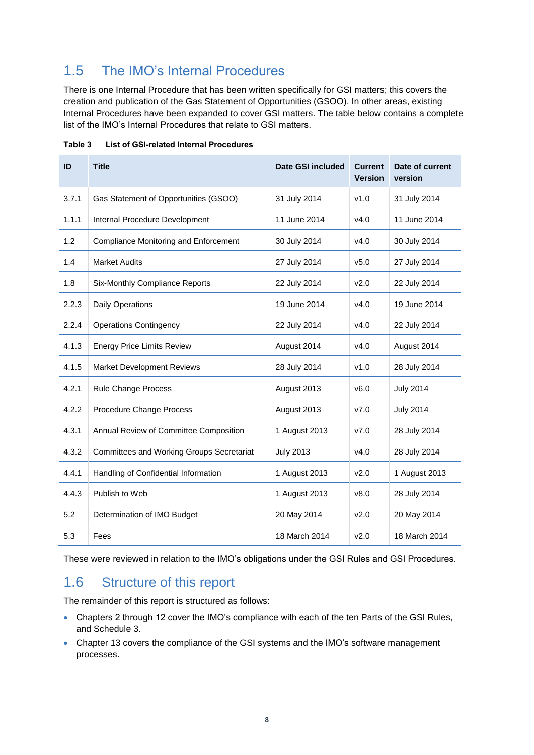## 1.5 The IMO's Internal Procedures

There is one Internal Procedure that has been written specifically for GSI matters; this covers the creation and publication of the Gas Statement of Opportunities (GSOO). In other areas, existing Internal Procedures have been expanded to cover GSI matters. The table below contains a complete list of the IMO's Internal Procedures that relate to GSI matters.

**Table 3 List of GSI-related Internal Procedures**

| ID | Title | Date GSI included | Current Version | Date of current version |
|---|---|---|---|---|
| 3.7.1 | Gas Statement of Opportunities (GSOO) | 31 July 2014 | v1.0 | 31 July 2014 |
| 1.1.1 | Internal Procedure Development | 11 June 2014 | v4.0 | 11 June 2014 |
| 1.2 | Compliance Monitoring and Enforcement | 30 July 2014 | v4.0 | 30 July 2014 |
| 1.4 | Market Audits | 27 July 2014 | v5.0 | 27 July 2014 |
| 1.8 | Six-Monthly Compliance Reports | 22 July 2014 | v2.0 | 22 July 2014 |
| 2.2.3 | Daily Operations | 19 June 2014 | v4.0 | 19 June 2014 |
| 2.2.4 | Operations Contingency | 22 July 2014 | v4.0 | 22 July 2014 |
| 4.1.3 | Energy Price Limits Review | August 2014 | v4.0 | August 2014 |
| 4.1.5 | Market Development Reviews | 28 July 2014 | v1.0 | 28 July 2014 |
| 4.2.1 | Rule Change Process | August 2013 | v6.0 | July 2014 |
| 4.2.2 | Procedure Change Process | August 2013 | v7.0 | July 2014 |
| 4.3.1 | Annual Review of Committee Composition | 1 August 2013 | v7.0 | 28 July 2014 |
| 4.3.2 | Committees and Working Groups Secretariat | July 2013 | v4.0 | 28 July 2014 |
| 4.4.1 | Handling of Confidential Information | 1 August 2013 | v2.0 | 1 August 2013 |
| 4.4.3 | Publish to Web | 1 August 2013 | v8.0 | 28 July 2014 |
| 5.2 | Determination of IMO Budget | 20 May 2014 | v2.0 | 20 May 2014 |
| 5.3 | Fees | 18 March 2014 | v2.0 | 18 March 2014 |

These were reviewed in relation to the IMO's obligations under the GSI Rules and GSI Procedures.

## 1.6 Structure of this report

The remainder of this report is structured as follows:

- Chapters 2 through 12 cover the IMO's compliance with each of the ten Parts of the GSI Rules, and Schedule 3.
- Chapter 13 covers the compliance of the GSI systems and the IMO's software management processes.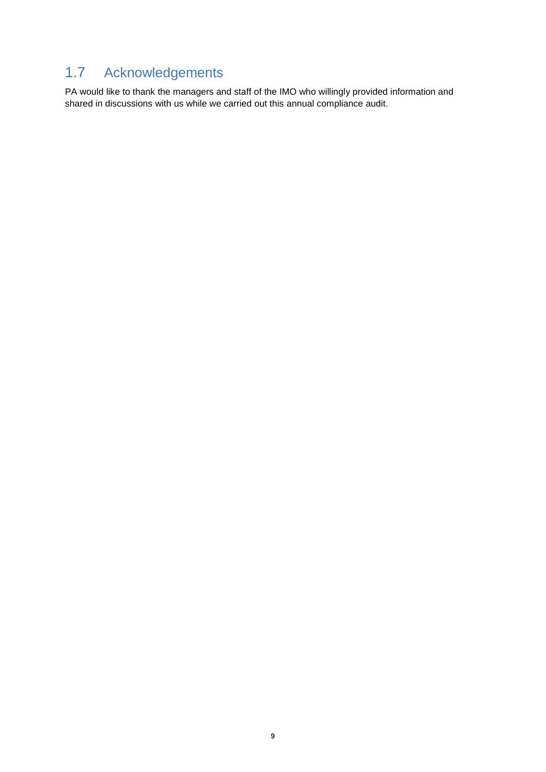## 1.7 Acknowledgements

PA would like to thank the managers and staff of the IMO who willingly provided information and shared in discussions with us while we carried out this annual compliance audit.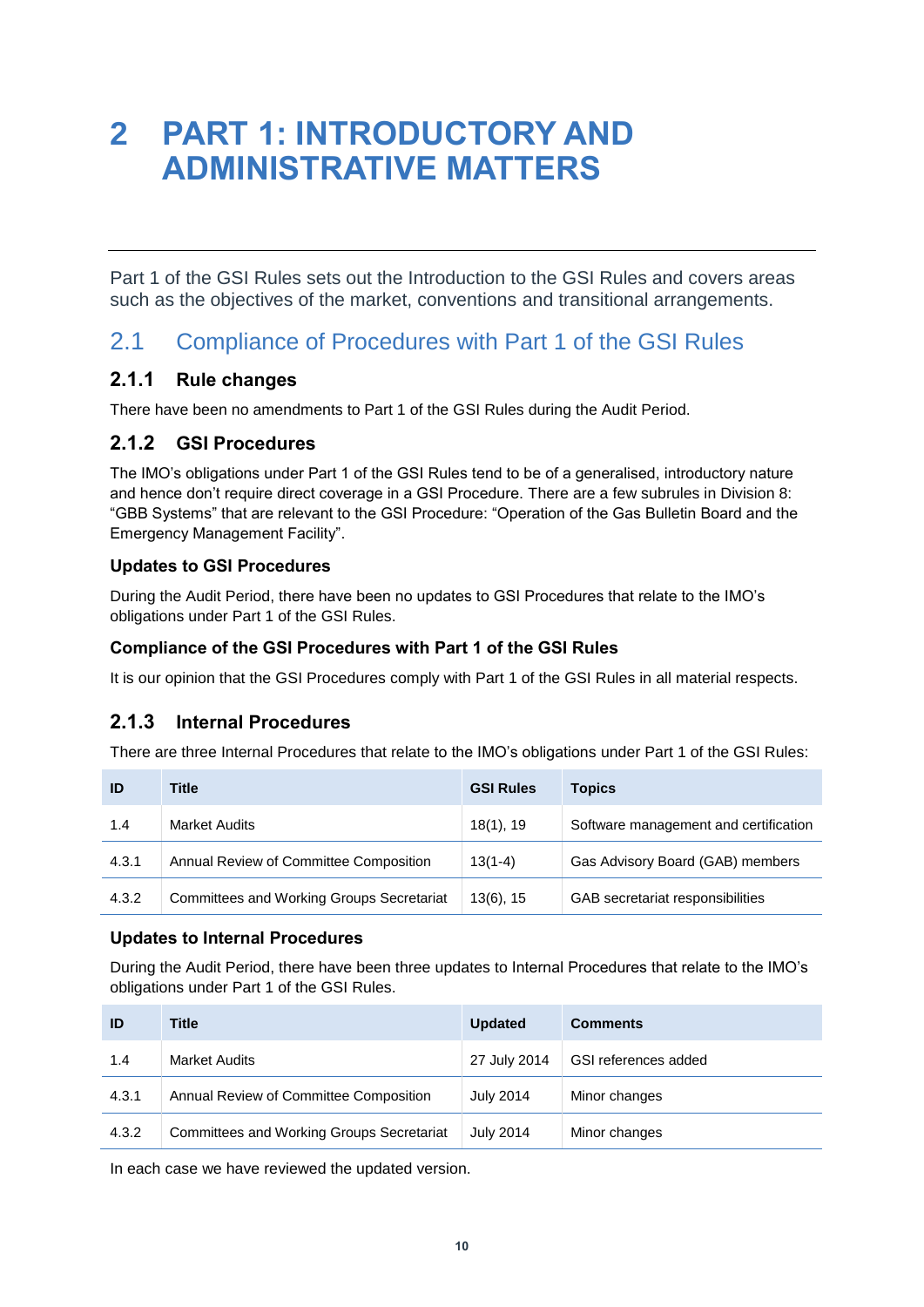# 2 PART 1: INTRODUCTORY AND ADMINISTRATIVE MATTERS

Part 1 of the GSI Rules sets out the Introduction to the GSI Rules and covers areas such as the objectives of the market, conventions and transitional arrangements.

## 2.1 Compliance of Procedures with Part 1 of the GSI Rules

### 2.1.1 Rule changes

There have been no amendments to Part 1 of the GSI Rules during the Audit Period.

### 2.1.2 GSI Procedures

The IMO's obligations under Part 1 of the GSI Rules tend to be of a generalised, introductory nature and hence don't require direct coverage in a GSI Procedure. There are a few subrules in Division 8: "GBB Systems" that are relevant to the GSI Procedure: "Operation of the Gas Bulletin Board and the Emergency Management Facility".

**Updates to GSI Procedures**

During the Audit Period, there have been no updates to GSI Procedures that relate to the IMO's obligations under Part 1 of the GSI Rules.

**Compliance of the GSI Procedures with Part 1 of the GSI Rules**

It is our opinion that the GSI Procedures comply with Part 1 of the GSI Rules in all material respects.

### 2.1.3 Internal Procedures

There are three Internal Procedures that relate to the IMO's obligations under Part 1 of the GSI Rules:

| ID | Title | GSI Rules | Topics |
|---|---|---|---|
| 1.4 | Market Audits | 18(1), 19 | Software management and certification |
| 4.3.1 | Annual Review of Committee Composition | 13(1-4) | Gas Advisory Board (GAB) members |
| 4.3.2 | Committees and Working Groups Secretariat | 13(6), 15 | GAB secretariat responsibilities |

**Updates to Internal Procedures**

During the Audit Period, there have been three updates to Internal Procedures that relate to the IMO's obligations under Part 1 of the GSI Rules.

| ID | Title | Updated | Comments |
|---|---|---|---|
| 1.4 | Market Audits | 27 July 2014 | GSI references added |
| 4.3.1 | Annual Review of Committee Composition | July 2014 | Minor changes |
| 4.3.2 | Committees and Working Groups Secretariat | July 2014 | Minor changes |

In each case we have reviewed the updated version.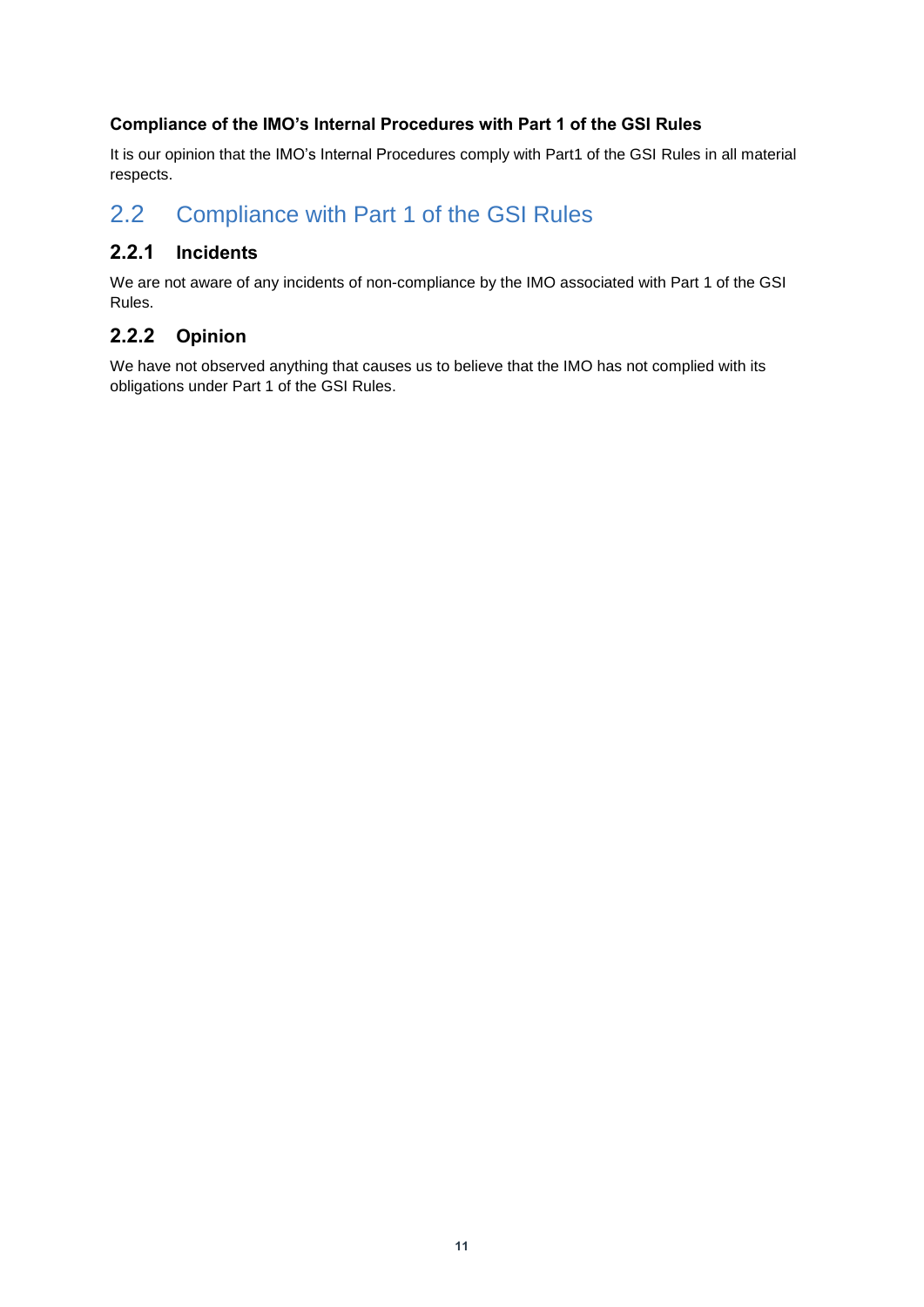**Compliance of the IMO's Internal Procedures with Part 1 of the GSI Rules**

It is our opinion that the IMO's Internal Procedures comply with Part1 of the GSI Rules in all material respects.

## 2.2 Compliance with Part 1 of the GSI Rules

### 2.2.1 Incidents

We are not aware of any incidents of non-compliance by the IMO associated with Part 1 of the GSI Rules.

### 2.2.2 Opinion

We have not observed anything that causes us to believe that the IMO has not complied with its obligations under Part 1 of the GSI Rules.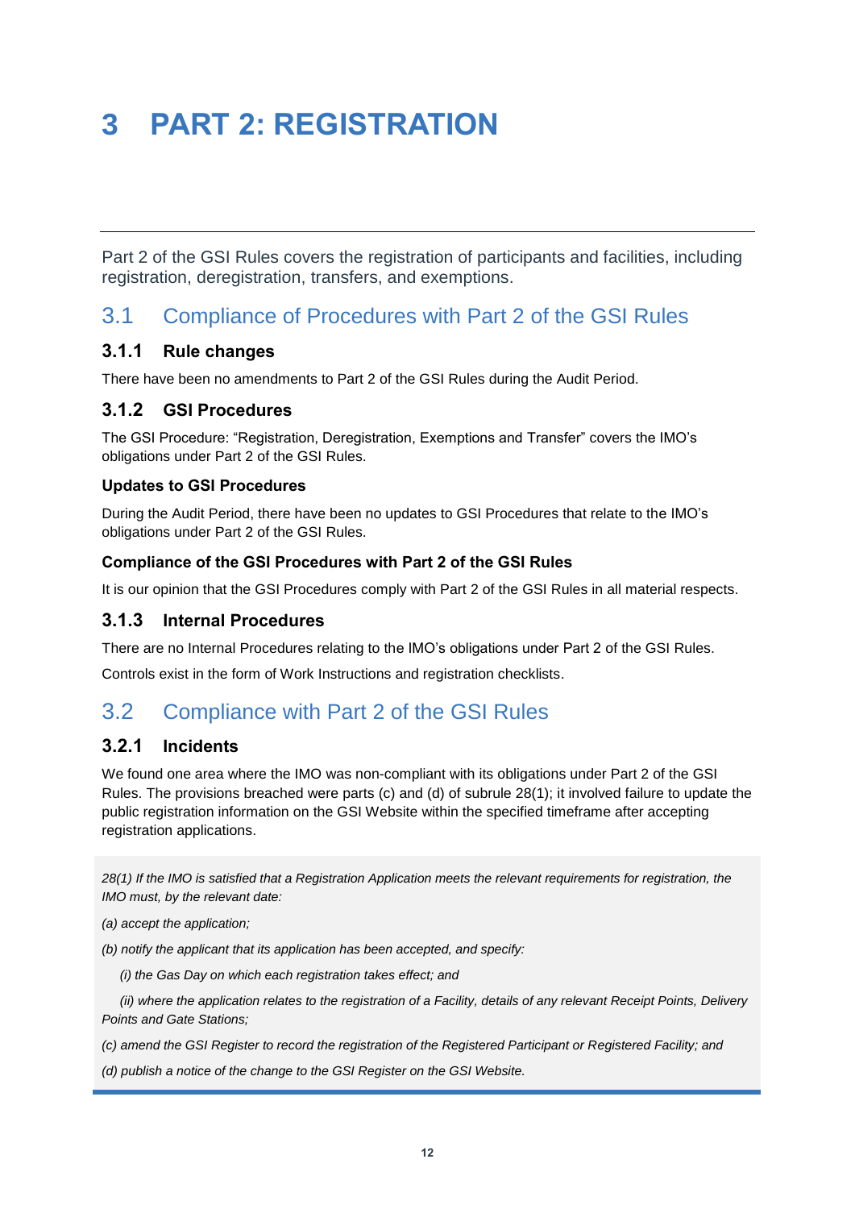# 3 PART 2: REGISTRATION

Part 2 of the GSI Rules covers the registration of participants and facilities, including registration, deregistration, transfers, and exemptions.

## 3.1 Compliance of Procedures with Part 2 of the GSI Rules

### 3.1.1 Rule changes

There have been no amendments to Part 2 of the GSI Rules during the Audit Period.

### 3.1.2 GSI Procedures

The GSI Procedure: "Registration, Deregistration, Exemptions and Transfer" covers the IMO's obligations under Part 2 of the GSI Rules.

#### Updates to GSI Procedures

During the Audit Period, there have been no updates to GSI Procedures that relate to the IMO's obligations under Part 2 of the GSI Rules.

#### Compliance of the GSI Procedures with Part 2 of the GSI Rules

It is our opinion that the GSI Procedures comply with Part 2 of the GSI Rules in all material respects.

### 3.1.3 Internal Procedures

There are no Internal Procedures relating to the IMO's obligations under Part 2 of the GSI Rules.

Controls exist in the form of Work Instructions and registration checklists.

## 3.2 Compliance with Part 2 of the GSI Rules

### 3.2.1 Incidents

We found one area where the IMO was non-compliant with its obligations under Part 2 of the GSI Rules. The provisions breached were parts (c) and (d) of subrule 28(1); it involved failure to update the public registration information on the GSI Website within the specified timeframe after accepting registration applications.

> *28(1) If the IMO is satisfied that a Registration Application meets the relevant requirements for registration, the IMO must, by the relevant date:*
>
> *(a) accept the application;*
>
> *(b) notify the applicant that its application has been accepted, and specify:*
>
> *(i) the Gas Day on which each registration takes effect; and*
>
> *(ii) where the application relates to the registration of a Facility, details of any relevant Receipt Points, Delivery Points and Gate Stations;*
>
> *(c) amend the GSI Register to record the registration of the Registered Participant or Registered Facility; and*
>
> *(d) publish a notice of the change to the GSI Register on the GSI Website.*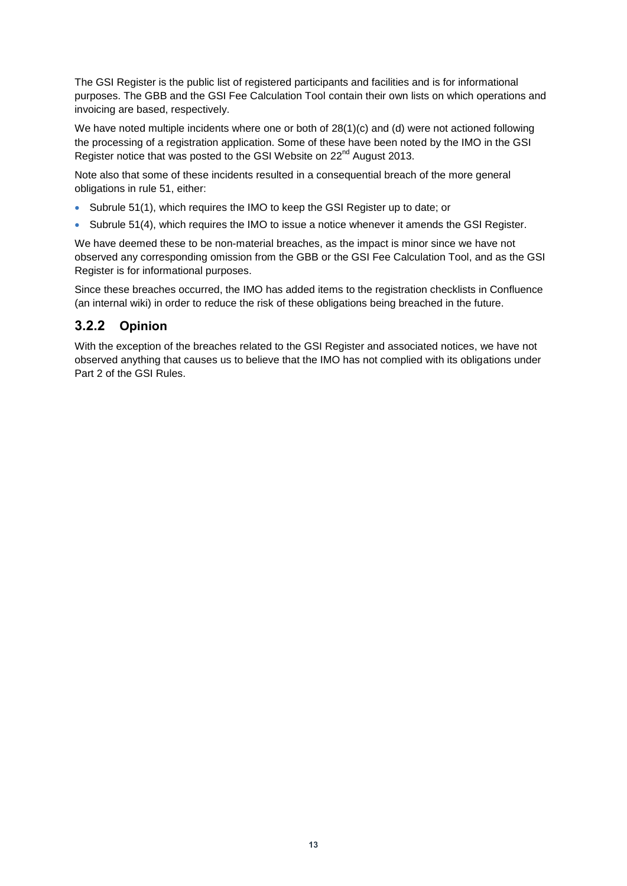The GSI Register is the public list of registered participants and facilities and is for informational purposes. The GBB and the GSI Fee Calculation Tool contain their own lists on which operations and invoicing are based, respectively.

We have noted multiple incidents where one or both of 28(1)(c) and (d) were not actioned following the processing of a registration application. Some of these have been noted by the IMO in the GSI Register notice that was posted to the GSI Website on 22nd August 2013.

Note also that some of these incidents resulted in a consequential breach of the more general obligations in rule 51, either:

- Subrule 51(1), which requires the IMO to keep the GSI Register up to date; or
- Subrule 51(4), which requires the IMO to issue a notice whenever it amends the GSI Register.

We have deemed these to be non-material breaches, as the impact is minor since we have not observed any corresponding omission from the GBB or the GSI Fee Calculation Tool, and as the GSI Register is for informational purposes.

Since these breaches occurred, the IMO has added items to the registration checklists in Confluence (an internal wiki) in order to reduce the risk of these obligations being breached in the future.

### 3.2.2 Opinion

With the exception of the breaches related to the GSI Register and associated notices, we have not observed anything that causes us to believe that the IMO has not complied with its obligations under Part 2 of the GSI Rules.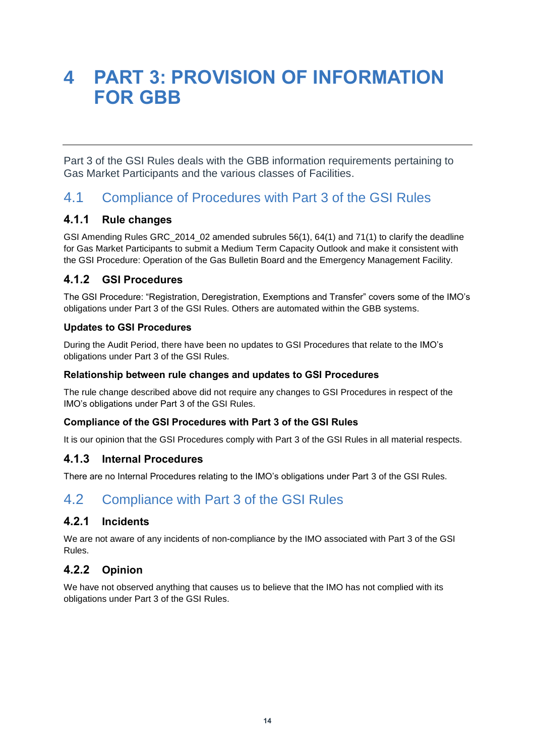# 4 PART 3: PROVISION OF INFORMATION FOR GBB

Part 3 of the GSI Rules deals with the GBB information requirements pertaining to Gas Market Participants and the various classes of Facilities.

## 4.1 Compliance of Procedures with Part 3 of the GSI Rules

### 4.1.1 Rule changes

GSI Amending Rules GRC_2014_02 amended subrules 56(1), 64(1) and 71(1) to clarify the deadline for Gas Market Participants to submit a Medium Term Capacity Outlook and make it consistent with the GSI Procedure: Operation of the Gas Bulletin Board and the Emergency Management Facility.

### 4.1.2 GSI Procedures

The GSI Procedure: "Registration, Deregistration, Exemptions and Transfer" covers some of the IMO's obligations under Part 3 of the GSI Rules. Others are automated within the GBB systems.

#### Updates to GSI Procedures

During the Audit Period, there have been no updates to GSI Procedures that relate to the IMO's obligations under Part 3 of the GSI Rules.

#### Relationship between rule changes and updates to GSI Procedures

The rule change described above did not require any changes to GSI Procedures in respect of the IMO's obligations under Part 3 of the GSI Rules.

#### Compliance of the GSI Procedures with Part 3 of the GSI Rules

It is our opinion that the GSI Procedures comply with Part 3 of the GSI Rules in all material respects.

### 4.1.3 Internal Procedures

There are no Internal Procedures relating to the IMO's obligations under Part 3 of the GSI Rules.

## 4.2 Compliance with Part 3 of the GSI Rules

### 4.2.1 Incidents

We are not aware of any incidents of non-compliance by the IMO associated with Part 3 of the GSI Rules.

### 4.2.2 Opinion

We have not observed anything that causes us to believe that the IMO has not complied with its obligations under Part 3 of the GSI Rules.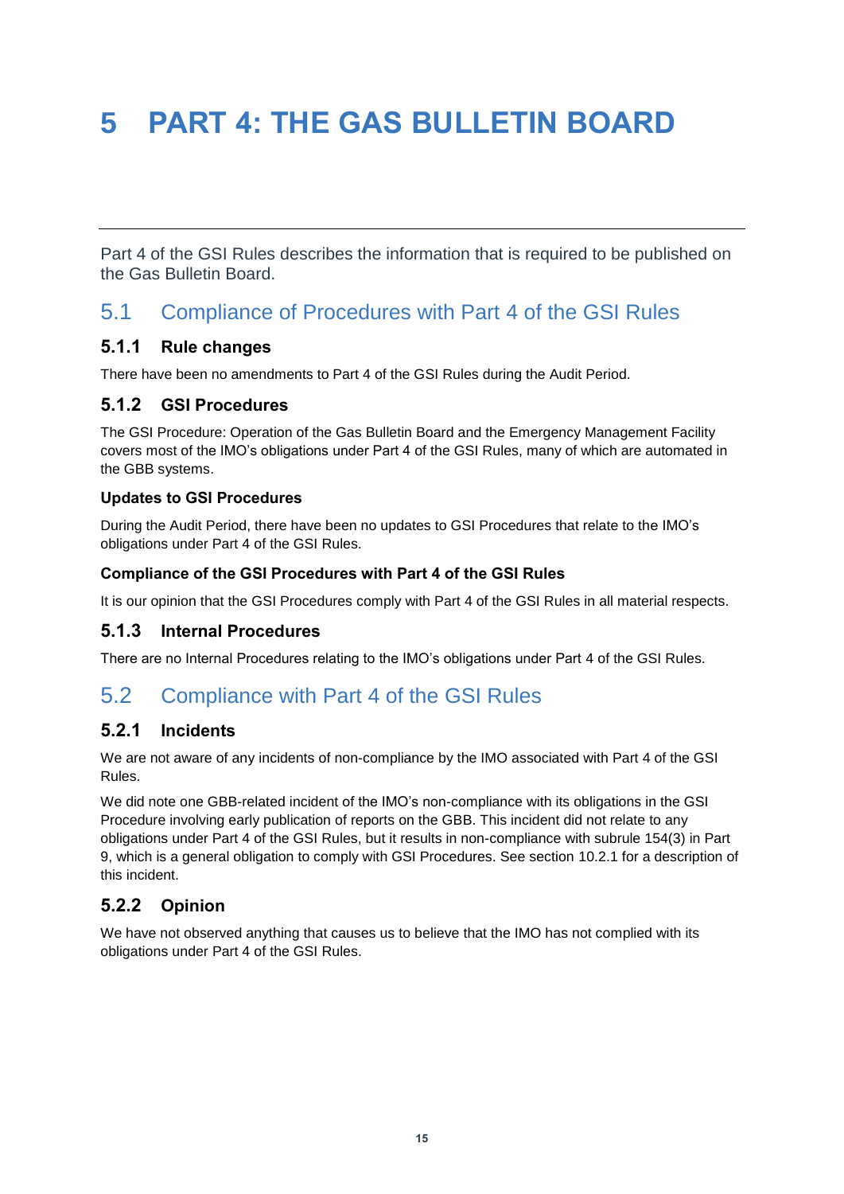# 5 PART 4: THE GAS BULLETIN BOARD

Part 4 of the GSI Rules describes the information that is required to be published on the Gas Bulletin Board.

## 5.1 Compliance of Procedures with Part 4 of the GSI Rules

### 5.1.1 Rule changes

There have been no amendments to Part 4 of the GSI Rules during the Audit Period.

### 5.1.2 GSI Procedures

The GSI Procedure: Operation of the Gas Bulletin Board and the Emergency Management Facility covers most of the IMO's obligations under Part 4 of the GSI Rules, many of which are automated in the GBB systems.

**Updates to GSI Procedures**

During the Audit Period, there have been no updates to GSI Procedures that relate to the IMO's obligations under Part 4 of the GSI Rules.

**Compliance of the GSI Procedures with Part 4 of the GSI Rules**

It is our opinion that the GSI Procedures comply with Part 4 of the GSI Rules in all material respects.

### 5.1.3 Internal Procedures

There are no Internal Procedures relating to the IMO's obligations under Part 4 of the GSI Rules.

## 5.2 Compliance with Part 4 of the GSI Rules

### 5.2.1 Incidents

We are not aware of any incidents of non-compliance by the IMO associated with Part 4 of the GSI Rules.

We did note one GBB-related incident of the IMO's non-compliance with its obligations in the GSI Procedure involving early publication of reports on the GBB. This incident did not relate to any obligations under Part 4 of the GSI Rules, but it results in non-compliance with subrule 154(3) in Part 9, which is a general obligation to comply with GSI Procedures. See section 10.2.1 for a description of this incident.

### 5.2.2 Opinion

We have not observed anything that causes us to believe that the IMO has not complied with its obligations under Part 4 of the GSI Rules.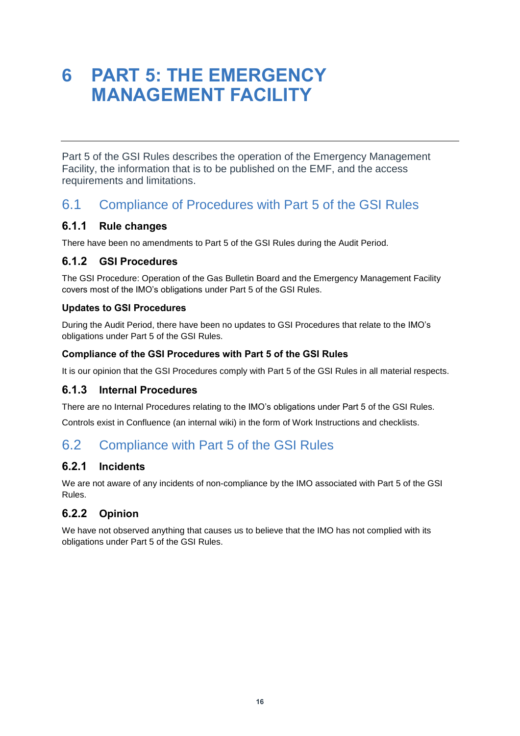# 6 PART 5: THE EMERGENCY MANAGEMENT FACILITY

Part 5 of the GSI Rules describes the operation of the Emergency Management Facility, the information that is to be published on the EMF, and the access requirements and limitations.

## 6.1 Compliance of Procedures with Part 5 of the GSI Rules

### 6.1.1 Rule changes

There have been no amendments to Part 5 of the GSI Rules during the Audit Period.

### 6.1.2 GSI Procedures

The GSI Procedure: Operation of the Gas Bulletin Board and the Emergency Management Facility covers most of the IMO's obligations under Part 5 of the GSI Rules.

#### Updates to GSI Procedures

During the Audit Period, there have been no updates to GSI Procedures that relate to the IMO's obligations under Part 5 of the GSI Rules.

#### Compliance of the GSI Procedures with Part 5 of the GSI Rules

It is our opinion that the GSI Procedures comply with Part 5 of the GSI Rules in all material respects.

### 6.1.3 Internal Procedures

There are no Internal Procedures relating to the IMO's obligations under Part 5 of the GSI Rules.

Controls exist in Confluence (an internal wiki) in the form of Work Instructions and checklists.

## 6.2 Compliance with Part 5 of the GSI Rules

### 6.2.1 Incidents

We are not aware of any incidents of non-compliance by the IMO associated with Part 5 of the GSI Rules.

### 6.2.2 Opinion

We have not observed anything that causes us to believe that the IMO has not complied with its obligations under Part 5 of the GSI Rules.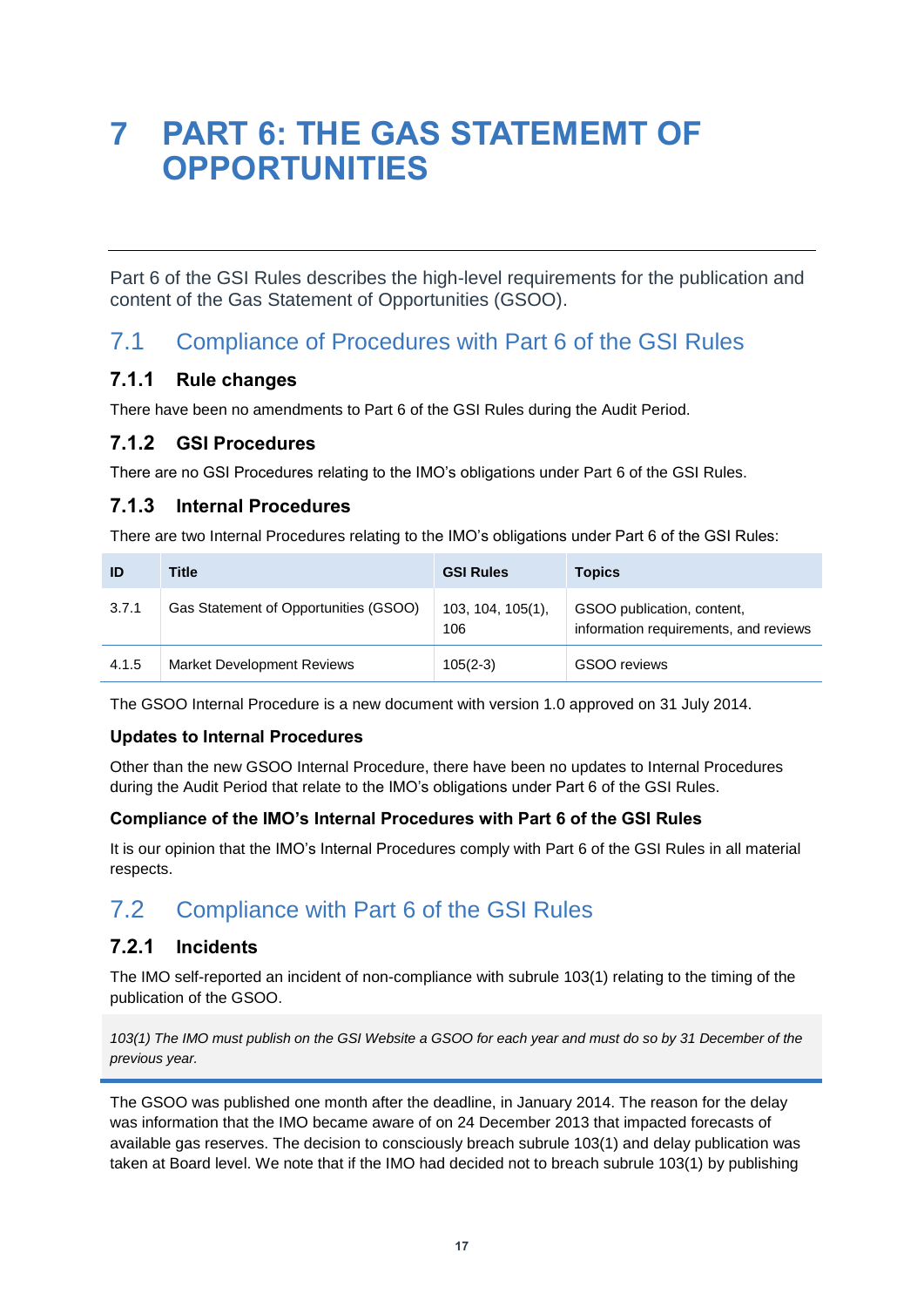# 7 PART 6: THE GAS STATEMEMT OF OPPORTUNITIES

Part 6 of the GSI Rules describes the high-level requirements for the publication and content of the Gas Statement of Opportunities (GSOO).

## 7.1 Compliance of Procedures with Part 6 of the GSI Rules

### 7.1.1 Rule changes

There have been no amendments to Part 6 of the GSI Rules during the Audit Period.

### 7.1.2 GSI Procedures

There are no GSI Procedures relating to the IMO's obligations under Part 6 of the GSI Rules.

### 7.1.3 Internal Procedures

There are two Internal Procedures relating to the IMO's obligations under Part 6 of the GSI Rules:

| ID | Title | GSI Rules | Topics |
|---|---|---|---|
| 3.7.1 | Gas Statement of Opportunities (GSOO) | 103, 104, 105(1), 106 | GSOO publication, content, information requirements, and reviews |
| 4.1.5 | Market Development Reviews | 105(2-3) | GSOO reviews |

The GSOO Internal Procedure is a new document with version 1.0 approved on 31 July 2014.

**Updates to Internal Procedures**

Other than the new GSOO Internal Procedure, there have been no updates to Internal Procedures during the Audit Period that relate to the IMO's obligations under Part 6 of the GSI Rules.

**Compliance of the IMO's Internal Procedures with Part 6 of the GSI Rules**

It is our opinion that the IMO's Internal Procedures comply with Part 6 of the GSI Rules in all material respects.

## 7.2 Compliance with Part 6 of the GSI Rules

### 7.2.1 Incidents

The IMO self-reported an incident of non-compliance with subrule 103(1) relating to the timing of the publication of the GSOO.

*103(1) The IMO must publish on the GSI Website a GSOO for each year and must do so by 31 December of the previous year.*

The GSOO was published one month after the deadline, in January 2014. The reason for the delay was information that the IMO became aware of on 24 December 2013 that impacted forecasts of available gas reserves. The decision to consciously breach subrule 103(1) and delay publication was taken at Board level. We note that if the IMO had decided not to breach subrule 103(1) by publishing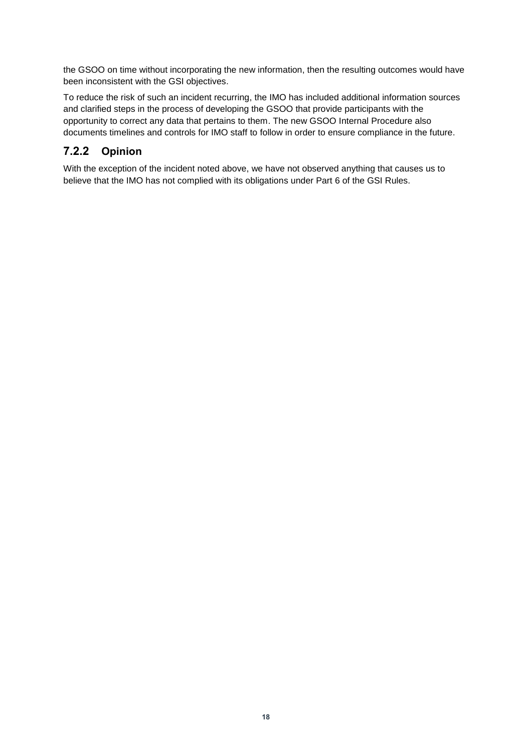the GSOO on time without incorporating the new information, then the resulting outcomes would have been inconsistent with the GSI objectives.

To reduce the risk of such an incident recurring, the IMO has included additional information sources and clarified steps in the process of developing the GSOO that provide participants with the opportunity to correct any data that pertains to them. The new GSOO Internal Procedure also documents timelines and controls for IMO staff to follow in order to ensure compliance in the future.

### 7.2.2 Opinion

With the exception of the incident noted above, we have not observed anything that causes us to believe that the IMO has not complied with its obligations under Part 6 of the GSI Rules.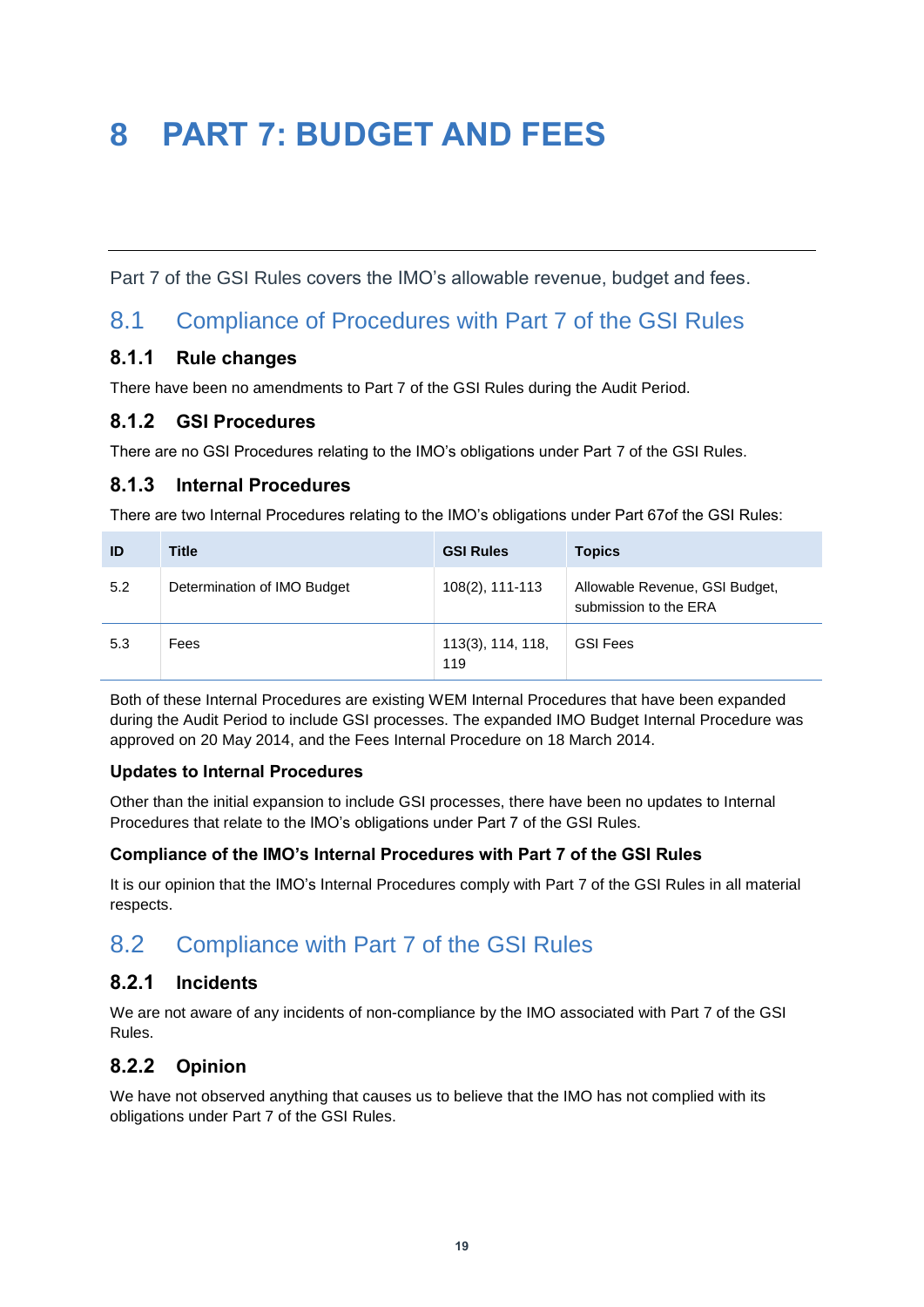# 8 PART 7: BUDGET AND FEES

Part 7 of the GSI Rules covers the IMO's allowable revenue, budget and fees.

## 8.1 Compliance of Procedures with Part 7 of the GSI Rules

### 8.1.1 Rule changes

There have been no amendments to Part 7 of the GSI Rules during the Audit Period.

### 8.1.2 GSI Procedures

There are no GSI Procedures relating to the IMO's obligations under Part 7 of the GSI Rules.

### 8.1.3 Internal Procedures

There are two Internal Procedures relating to the IMO's obligations under Part 67of the GSI Rules:

| ID | Title | GSI Rules | Topics |
|---|---|---|---|
| 5.2 | Determination of IMO Budget | 108(2), 111-113 | Allowable Revenue, GSI Budget, submission to the ERA |
| 5.3 | Fees | 113(3), 114, 118, 119 | GSI Fees |

Both of these Internal Procedures are existing WEM Internal Procedures that have been expanded during the Audit Period to include GSI processes. The expanded IMO Budget Internal Procedure was approved on 20 May 2014, and the Fees Internal Procedure on 18 March 2014.

**Updates to Internal Procedures**

Other than the initial expansion to include GSI processes, there have been no updates to Internal Procedures that relate to the IMO's obligations under Part 7 of the GSI Rules.

**Compliance of the IMO's Internal Procedures with Part 7 of the GSI Rules**

It is our opinion that the IMO's Internal Procedures comply with Part 7 of the GSI Rules in all material respects.

## 8.2 Compliance with Part 7 of the GSI Rules

### 8.2.1 Incidents

We are not aware of any incidents of non-compliance by the IMO associated with Part 7 of the GSI Rules.

### 8.2.2 Opinion

We have not observed anything that causes us to believe that the IMO has not complied with its obligations under Part 7 of the GSI Rules.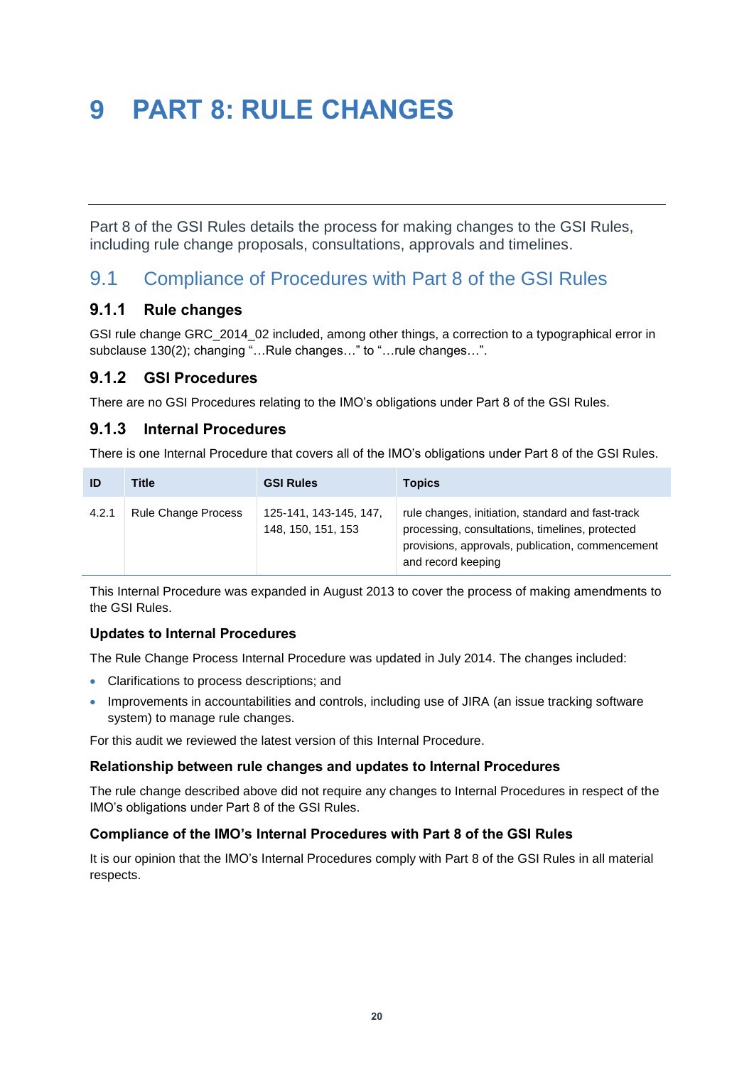# 9 PART 8: RULE CHANGES

Part 8 of the GSI Rules details the process for making changes to the GSI Rules, including rule change proposals, consultations, approvals and timelines.

## 9.1 Compliance of Procedures with Part 8 of the GSI Rules

### 9.1.1 Rule changes

GSI rule change GRC_2014_02 included, among other things, a correction to a typographical error in subclause 130(2); changing "…Rule changes…" to "…rule changes…".

### 9.1.2 GSI Procedures

There are no GSI Procedures relating to the IMO's obligations under Part 8 of the GSI Rules.

### 9.1.3 Internal Procedures

There is one Internal Procedure that covers all of the IMO's obligations under Part 8 of the GSI Rules.

| ID | Title | GSI Rules | Topics |
|---|---|---|---|
| 4.2.1 | Rule Change Process | 125-141, 143-145, 147, 148, 150, 151, 153 | rule changes, initiation, standard and fast-track processing, consultations, timelines, protected provisions, approvals, publication, commencement and record keeping |

This Internal Procedure was expanded in August 2013 to cover the process of making amendments to the GSI Rules.

#### Updates to Internal Procedures

The Rule Change Process Internal Procedure was updated in July 2014. The changes included:

- Clarifications to process descriptions; and
- Improvements in accountabilities and controls, including use of JIRA (an issue tracking software system) to manage rule changes.

For this audit we reviewed the latest version of this Internal Procedure.

#### Relationship between rule changes and updates to Internal Procedures

The rule change described above did not require any changes to Internal Procedures in respect of the IMO's obligations under Part 8 of the GSI Rules.

#### Compliance of the IMO's Internal Procedures with Part 8 of the GSI Rules

It is our opinion that the IMO's Internal Procedures comply with Part 8 of the GSI Rules in all material respects.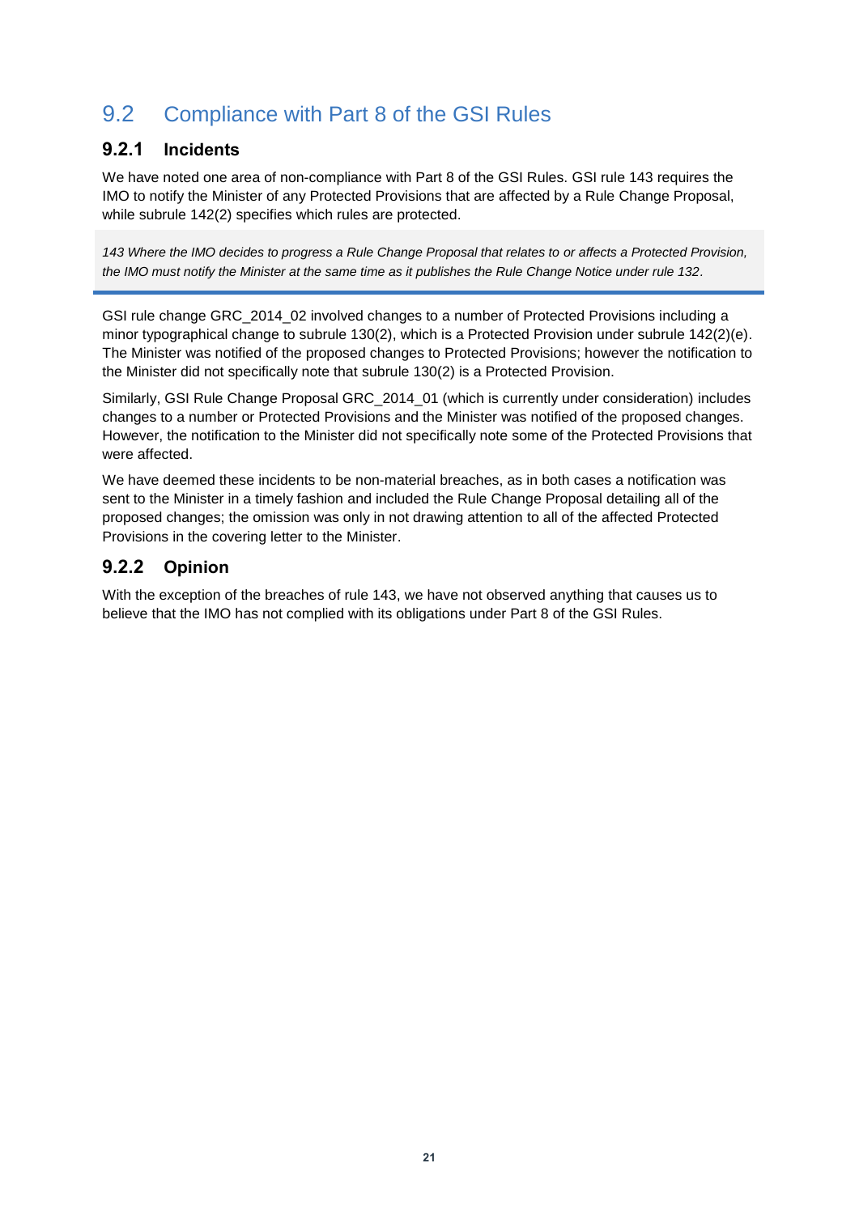## 9.2 Compliance with Part 8 of the GSI Rules

### 9.2.1 Incidents

We have noted one area of non-compliance with Part 8 of the GSI Rules. GSI rule 143 requires the IMO to notify the Minister of any Protected Provisions that are affected by a Rule Change Proposal, while subrule 142(2) specifies which rules are protected.

> *143 Where the IMO decides to progress a Rule Change Proposal that relates to or affects a Protected Provision, the IMO must notify the Minister at the same time as it publishes the Rule Change Notice under rule 132.*

GSI rule change GRC_2014_02 involved changes to a number of Protected Provisions including a minor typographical change to subrule 130(2), which is a Protected Provision under subrule 142(2)(e). The Minister was notified of the proposed changes to Protected Provisions; however the notification to the Minister did not specifically note that subrule 130(2) is a Protected Provision.

Similarly, GSI Rule Change Proposal GRC_2014_01 (which is currently under consideration) includes changes to a number or Protected Provisions and the Minister was notified of the proposed changes. However, the notification to the Minister did not specifically note some of the Protected Provisions that were affected.

We have deemed these incidents to be non-material breaches, as in both cases a notification was sent to the Minister in a timely fashion and included the Rule Change Proposal detailing all of the proposed changes; the omission was only in not drawing attention to all of the affected Protected Provisions in the covering letter to the Minister.

### 9.2.2 Opinion

With the exception of the breaches of rule 143, we have not observed anything that causes us to believe that the IMO has not complied with its obligations under Part 8 of the GSI Rules.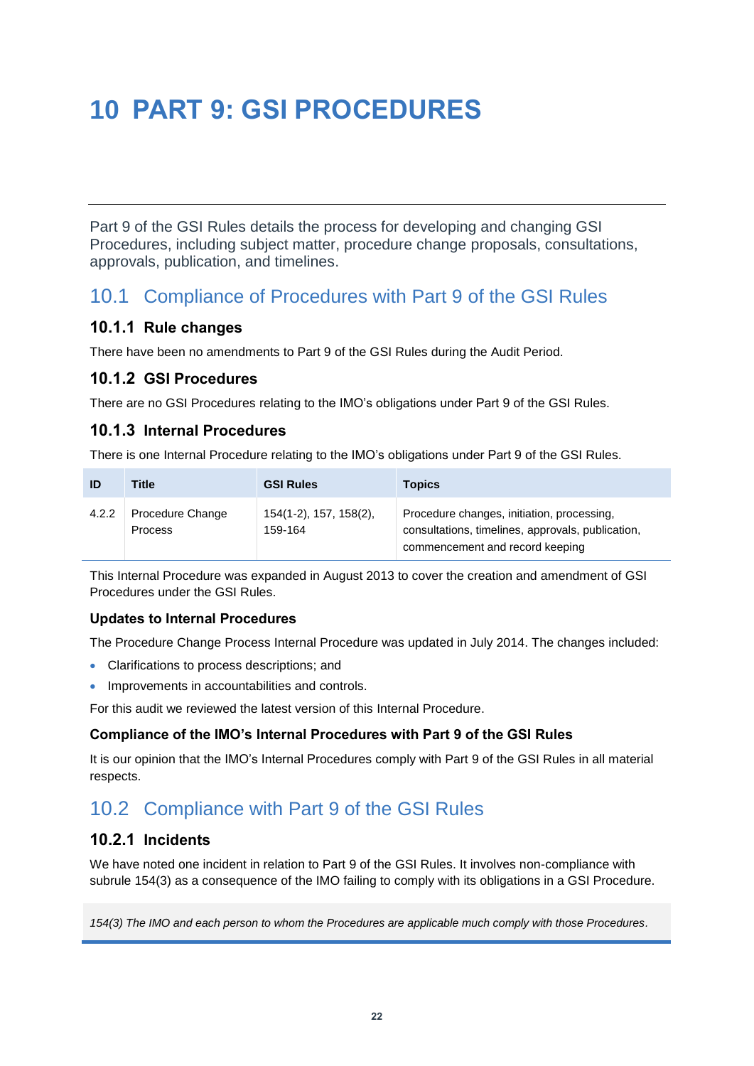# 10 PART 9: GSI PROCEDURES

Part 9 of the GSI Rules details the process for developing and changing GSI Procedures, including subject matter, procedure change proposals, consultations, approvals, publication, and timelines.

## 10.1 Compliance of Procedures with Part 9 of the GSI Rules

### 10.1.1 Rule changes

There have been no amendments to Part 9 of the GSI Rules during the Audit Period.

### 10.1.2 GSI Procedures

There are no GSI Procedures relating to the IMO's obligations under Part 9 of the GSI Rules.

### 10.1.3 Internal Procedures

There is one Internal Procedure relating to the IMO's obligations under Part 9 of the GSI Rules.

| ID | Title | GSI Rules | Topics |
|---|---|---|---|
| 4.2.2 | Procedure Change Process | 154(1-2), 157, 158(2), 159-164 | Procedure changes, initiation, processing, consultations, timelines, approvals, publication, commencement and record keeping |

This Internal Procedure was expanded in August 2013 to cover the creation and amendment of GSI Procedures under the GSI Rules.

#### Updates to Internal Procedures

The Procedure Change Process Internal Procedure was updated in July 2014. The changes included:

- Clarifications to process descriptions; and
- Improvements in accountabilities and controls.

For this audit we reviewed the latest version of this Internal Procedure.

#### Compliance of the IMO's Internal Procedures with Part 9 of the GSI Rules

It is our opinion that the IMO's Internal Procedures comply with Part 9 of the GSI Rules in all material respects.

## 10.2 Compliance with Part 9 of the GSI Rules

### 10.2.1 Incidents

We have noted one incident in relation to Part 9 of the GSI Rules. It involves non-compliance with subrule 154(3) as a consequence of the IMO failing to comply with its obligations in a GSI Procedure.

*154(3) The IMO and each person to whom the Procedures are applicable much comply with those Procedures.*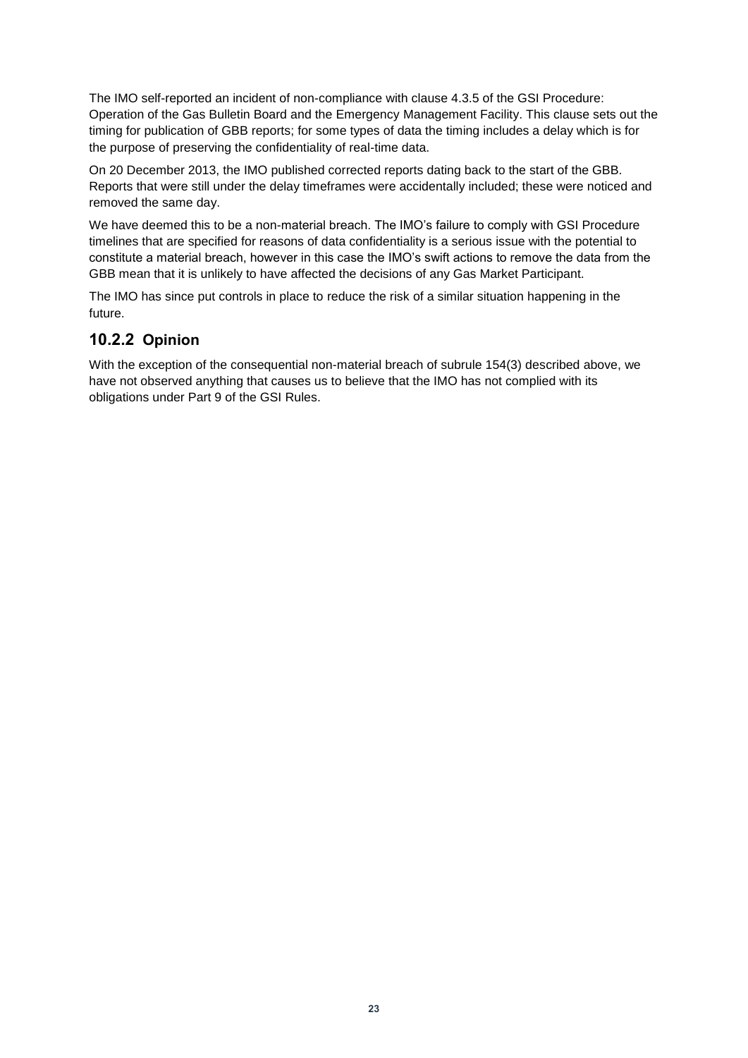The IMO self-reported an incident of non-compliance with clause 4.3.5 of the GSI Procedure: Operation of the Gas Bulletin Board and the Emergency Management Facility. This clause sets out the timing for publication of GBB reports; for some types of data the timing includes a delay which is for the purpose of preserving the confidentiality of real-time data.

On 20 December 2013, the IMO published corrected reports dating back to the start of the GBB. Reports that were still under the delay timeframes were accidentally included; these were noticed and removed the same day.

We have deemed this to be a non-material breach. The IMO's failure to comply with GSI Procedure timelines that are specified for reasons of data confidentiality is a serious issue with the potential to constitute a material breach, however in this case the IMO's swift actions to remove the data from the GBB mean that it is unlikely to have affected the decisions of any Gas Market Participant.

The IMO has since put controls in place to reduce the risk of a similar situation happening in the future.

### 10.2.2 Opinion

With the exception of the consequential non-material breach of subrule 154(3) described above, we have not observed anything that causes us to believe that the IMO has not complied with its obligations under Part 9 of the GSI Rules.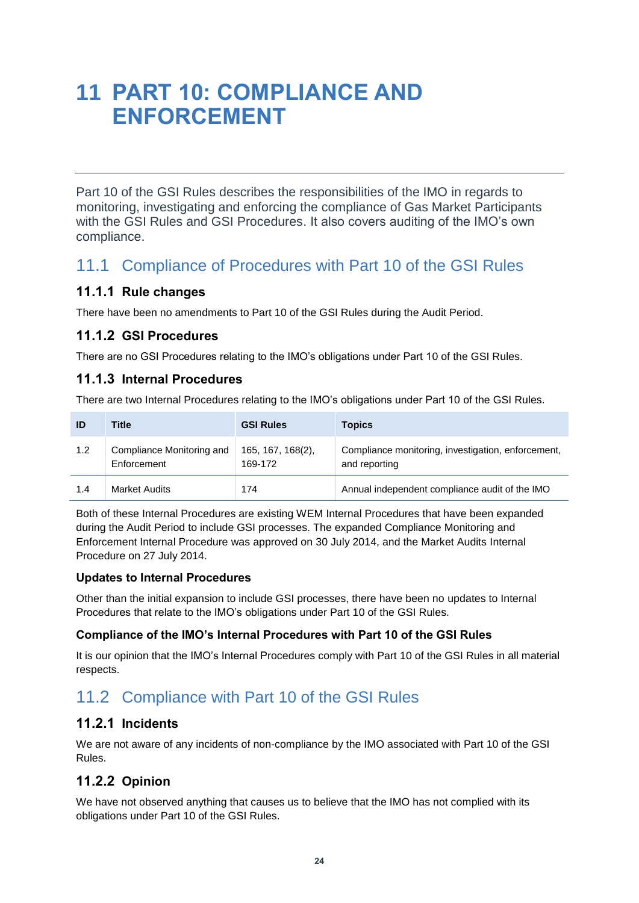# 11 PART 10: COMPLIANCE AND ENFORCEMENT

Part 10 of the GSI Rules describes the responsibilities of the IMO in regards to monitoring, investigating and enforcing the compliance of Gas Market Participants with the GSI Rules and GSI Procedures. It also covers auditing of the IMO's own compliance.

## 11.1 Compliance of Procedures with Part 10 of the GSI Rules

### 11.1.1 Rule changes

There have been no amendments to Part 10 of the GSI Rules during the Audit Period.

### 11.1.2 GSI Procedures

There are no GSI Procedures relating to the IMO's obligations under Part 10 of the GSI Rules.

### 11.1.3 Internal Procedures

There are two Internal Procedures relating to the IMO's obligations under Part 10 of the GSI Rules.

| ID | Title | GSI Rules | Topics |
|---|---|---|---|
| 1.2 | Compliance Monitoring and Enforcement | 165, 167, 168(2), 169-172 | Compliance monitoring, investigation, enforcement, and reporting |
| 1.4 | Market Audits | 174 | Annual independent compliance audit of the IMO |

Both of these Internal Procedures are existing WEM Internal Procedures that have been expanded during the Audit Period to include GSI processes. The expanded Compliance Monitoring and Enforcement Internal Procedure was approved on 30 July 2014, and the Market Audits Internal Procedure on 27 July 2014.

#### Updates to Internal Procedures

Other than the initial expansion to include GSI processes, there have been no updates to Internal Procedures that relate to the IMO's obligations under Part 10 of the GSI Rules.

#### Compliance of the IMO's Internal Procedures with Part 10 of the GSI Rules

It is our opinion that the IMO's Internal Procedures comply with Part 10 of the GSI Rules in all material respects.

## 11.2 Compliance with Part 10 of the GSI Rules

### 11.2.1 Incidents

We are not aware of any incidents of non-compliance by the IMO associated with Part 10 of the GSI Rules.

### 11.2.2 Opinion

We have not observed anything that causes us to believe that the IMO has not complied with its obligations under Part 10 of the GSI Rules.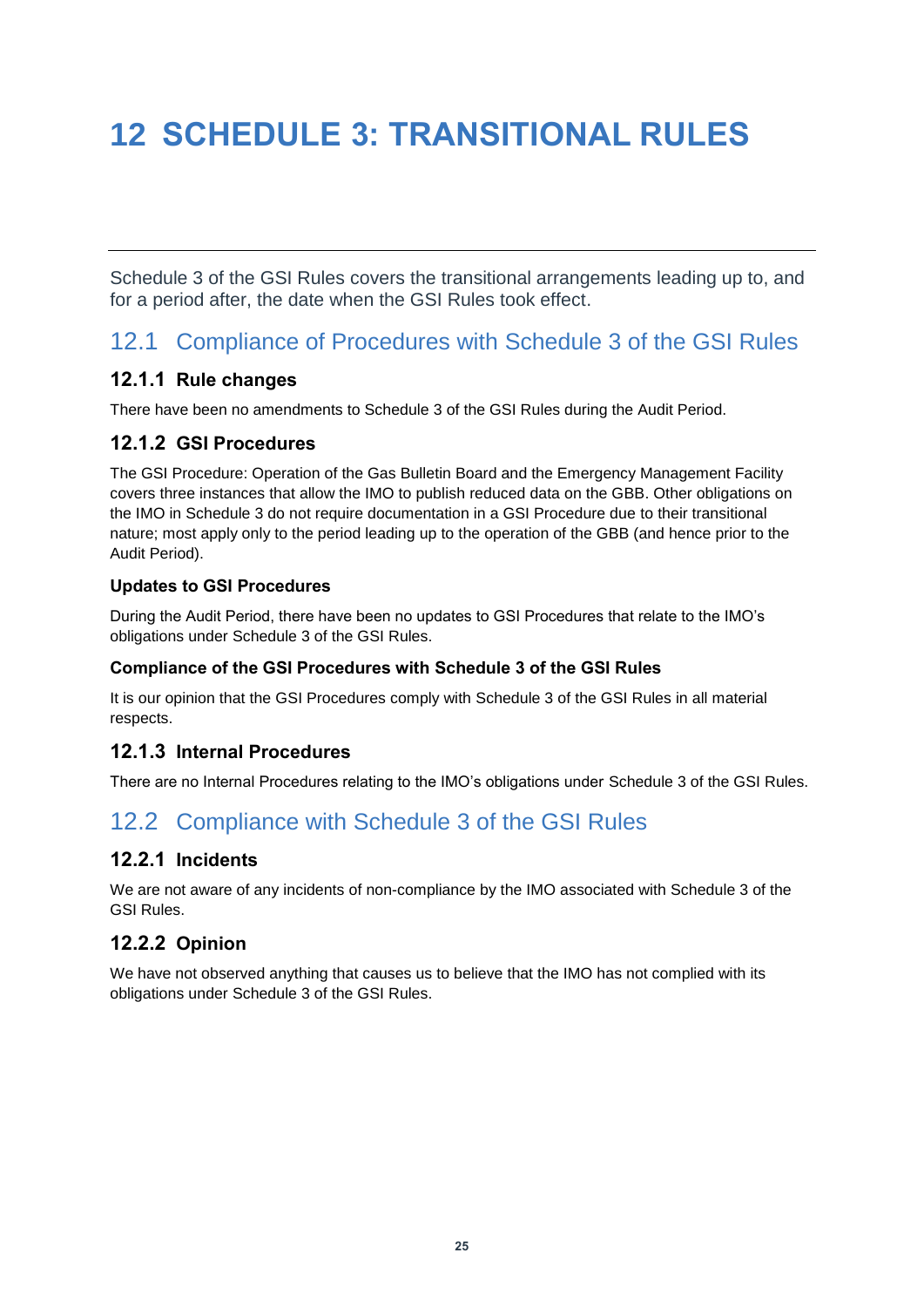# 12 SCHEDULE 3: TRANSITIONAL RULES

Schedule 3 of the GSI Rules covers the transitional arrangements leading up to, and for a period after, the date when the GSI Rules took effect.

## 12.1 Compliance of Procedures with Schedule 3 of the GSI Rules

### 12.1.1 Rule changes

There have been no amendments to Schedule 3 of the GSI Rules during the Audit Period.

### 12.1.2 GSI Procedures

The GSI Procedure: Operation of the Gas Bulletin Board and the Emergency Management Facility covers three instances that allow the IMO to publish reduced data on the GBB. Other obligations on the IMO in Schedule 3 do not require documentation in a GSI Procedure due to their transitional nature; most apply only to the period leading up to the operation of the GBB (and hence prior to the Audit Period).

#### Updates to GSI Procedures

During the Audit Period, there have been no updates to GSI Procedures that relate to the IMO's obligations under Schedule 3 of the GSI Rules.

#### Compliance of the GSI Procedures with Schedule 3 of the GSI Rules

It is our opinion that the GSI Procedures comply with Schedule 3 of the GSI Rules in all material respects.

### 12.1.3 Internal Procedures

There are no Internal Procedures relating to the IMO's obligations under Schedule 3 of the GSI Rules.

## 12.2 Compliance with Schedule 3 of the GSI Rules

### 12.2.1 Incidents

We are not aware of any incidents of non-compliance by the IMO associated with Schedule 3 of the GSI Rules.

### 12.2.2 Opinion

We have not observed anything that causes us to believe that the IMO has not complied with its obligations under Schedule 3 of the GSI Rules.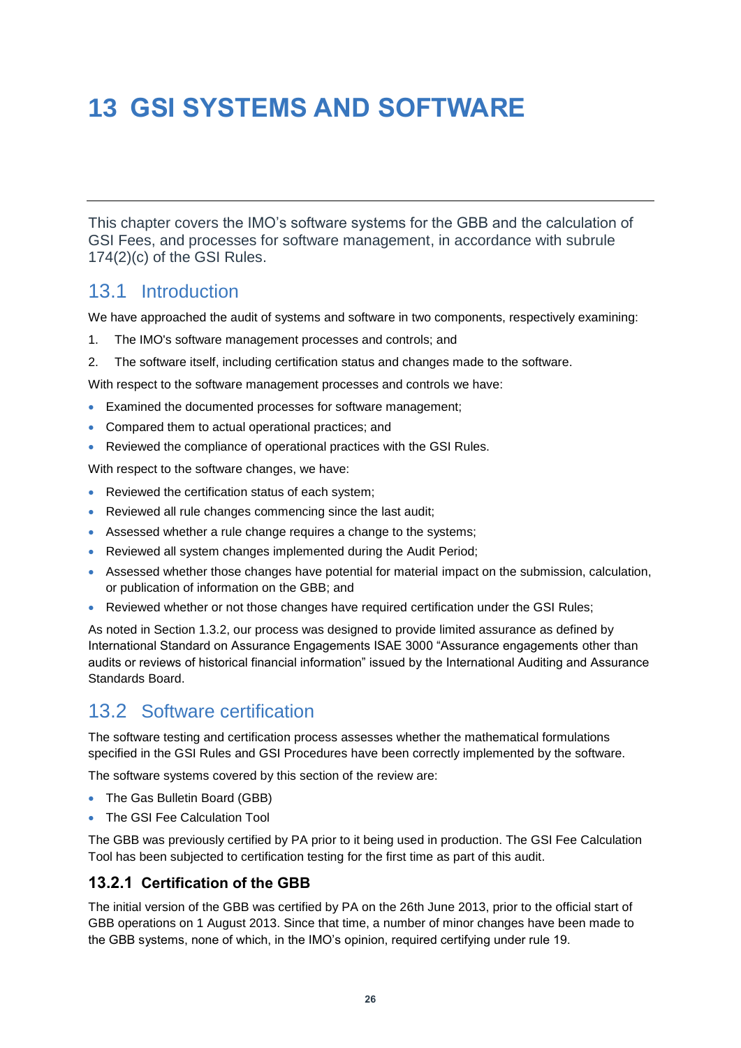# 13 GSI SYSTEMS AND SOFTWARE

This chapter covers the IMO's software systems for the GBB and the calculation of GSI Fees, and processes for software management, in accordance with subrule 174(2)(c) of the GSI Rules.

## 13.1 Introduction

We have approached the audit of systems and software in two components, respectively examining:

1. The IMO's software management processes and controls; and
2. The software itself, including certification status and changes made to the software.

With respect to the software management processes and controls we have:

- Examined the documented processes for software management;
- Compared them to actual operational practices; and
- Reviewed the compliance of operational practices with the GSI Rules.

With respect to the software changes, we have:

- Reviewed the certification status of each system;
- Reviewed all rule changes commencing since the last audit;
- Assessed whether a rule change requires a change to the systems;
- Reviewed all system changes implemented during the Audit Period;
- Assessed whether those changes have potential for material impact on the submission, calculation, or publication of information on the GBB; and
- Reviewed whether or not those changes have required certification under the GSI Rules;

As noted in Section 1.3.2, our process was designed to provide limited assurance as defined by International Standard on Assurance Engagements ISAE 3000 "Assurance engagements other than audits or reviews of historical financial information" issued by the International Auditing and Assurance Standards Board.

## 13.2 Software certification

The software testing and certification process assesses whether the mathematical formulations specified in the GSI Rules and GSI Procedures have been correctly implemented by the software.

The software systems covered by this section of the review are:

- The Gas Bulletin Board (GBB)
- The GSI Fee Calculation Tool

The GBB was previously certified by PA prior to it being used in production. The GSI Fee Calculation Tool has been subjected to certification testing for the first time as part of this audit.

### 13.2.1 Certification of the GBB

The initial version of the GBB was certified by PA on the 26th June 2013, prior to the official start of GBB operations on 1 August 2013. Since that time, a number of minor changes have been made to the GBB systems, none of which, in the IMO's opinion, required certifying under rule 19.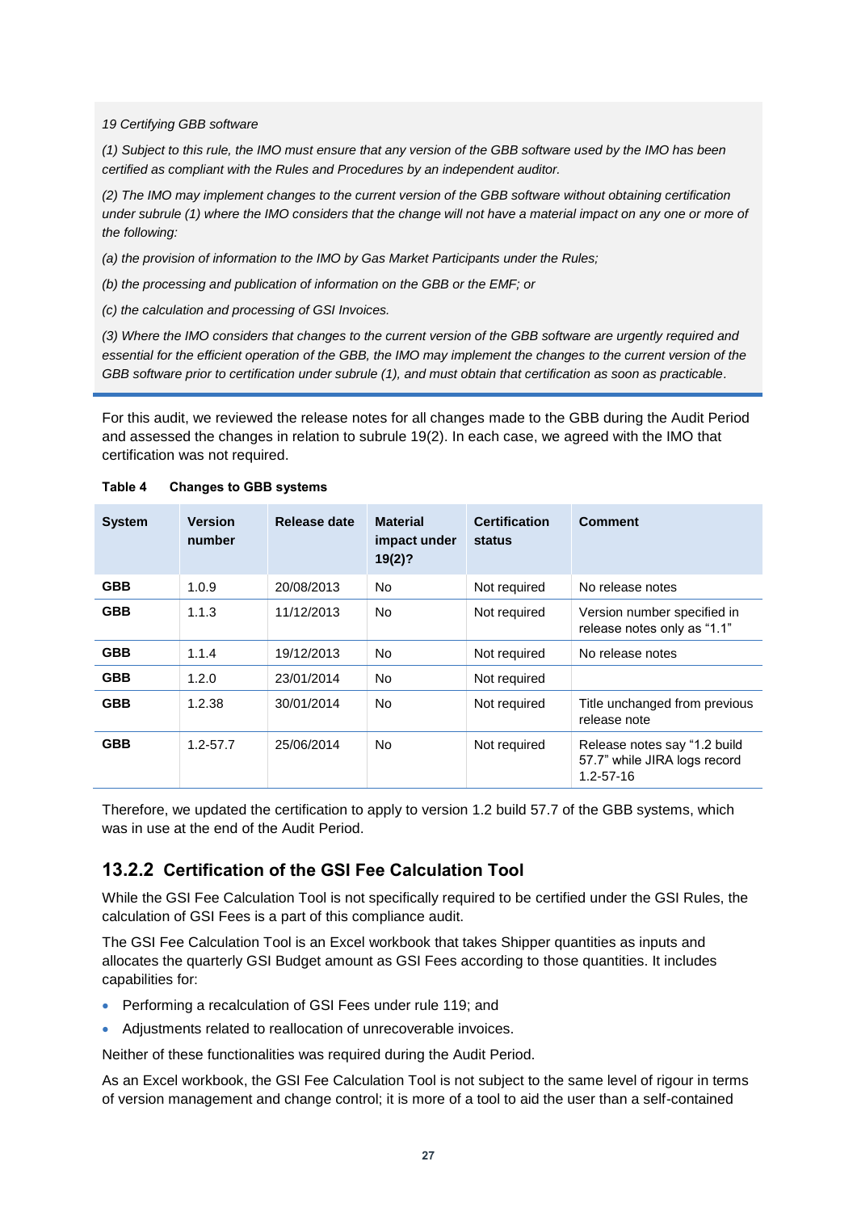*19 Certifying GBB software*

*(1) Subject to this rule, the IMO must ensure that any version of the GBB software used by the IMO has been certified as compliant with the Rules and Procedures by an independent auditor.*

*(2) The IMO may implement changes to the current version of the GBB software without obtaining certification under subrule (1) where the IMO considers that the change will not have a material impact on any one or more of the following:*

*(a) the provision of information to the IMO by Gas Market Participants under the Rules;*

*(b) the processing and publication of information on the GBB or the EMF; or*

*(c) the calculation and processing of GSI Invoices.*

*(3) Where the IMO considers that changes to the current version of the GBB software are urgently required and essential for the efficient operation of the GBB, the IMO may implement the changes to the current version of the GBB software prior to certification under subrule (1), and must obtain that certification as soon as practicable.*

For this audit, we reviewed the release notes for all changes made to the GBB during the Audit Period and assessed the changes in relation to subrule 19(2). In each case, we agreed with the IMO that certification was not required.

**Table 4 Changes to GBB systems**

| System | Version number | Release date | Material impact under 19(2)? | Certification status | Comment |
|---|---|---|---|---|---|
| **GBB** | 1.0.9 | 20/08/2013 | No | Not required | No release notes |
| **GBB** | 1.1.3 | 11/12/2013 | No | Not required | Version number specified in release notes only as "1.1" |
| **GBB** | 1.1.4 | 19/12/2013 | No | Not required | No release notes |
| **GBB** | 1.2.0 | 23/01/2014 | No | Not required | |
| **GBB** | 1.2.38 | 30/01/2014 | No | Not required | Title unchanged from previous release note |
| **GBB** | 1.2-57.7 | 25/06/2014 | No | Not required | Release notes say "1.2 build 57.7" while JIRA logs record 1.2-57-16 |

Therefore, we updated the certification to apply to version 1.2 build 57.7 of the GBB systems, which was in use at the end of the Audit Period.

### 13.2.2 Certification of the GSI Fee Calculation Tool

While the GSI Fee Calculation Tool is not specifically required to be certified under the GSI Rules, the calculation of GSI Fees is a part of this compliance audit.

The GSI Fee Calculation Tool is an Excel workbook that takes Shipper quantities as inputs and allocates the quarterly GSI Budget amount as GSI Fees according to those quantities. It includes capabilities for:

- Performing a recalculation of GSI Fees under rule 119; and
- Adjustments related to reallocation of unrecoverable invoices.

Neither of these functionalities was required during the Audit Period.

As an Excel workbook, the GSI Fee Calculation Tool is not subject to the same level of rigour in terms of version management and change control; it is more of a tool to aid the user than a self-contained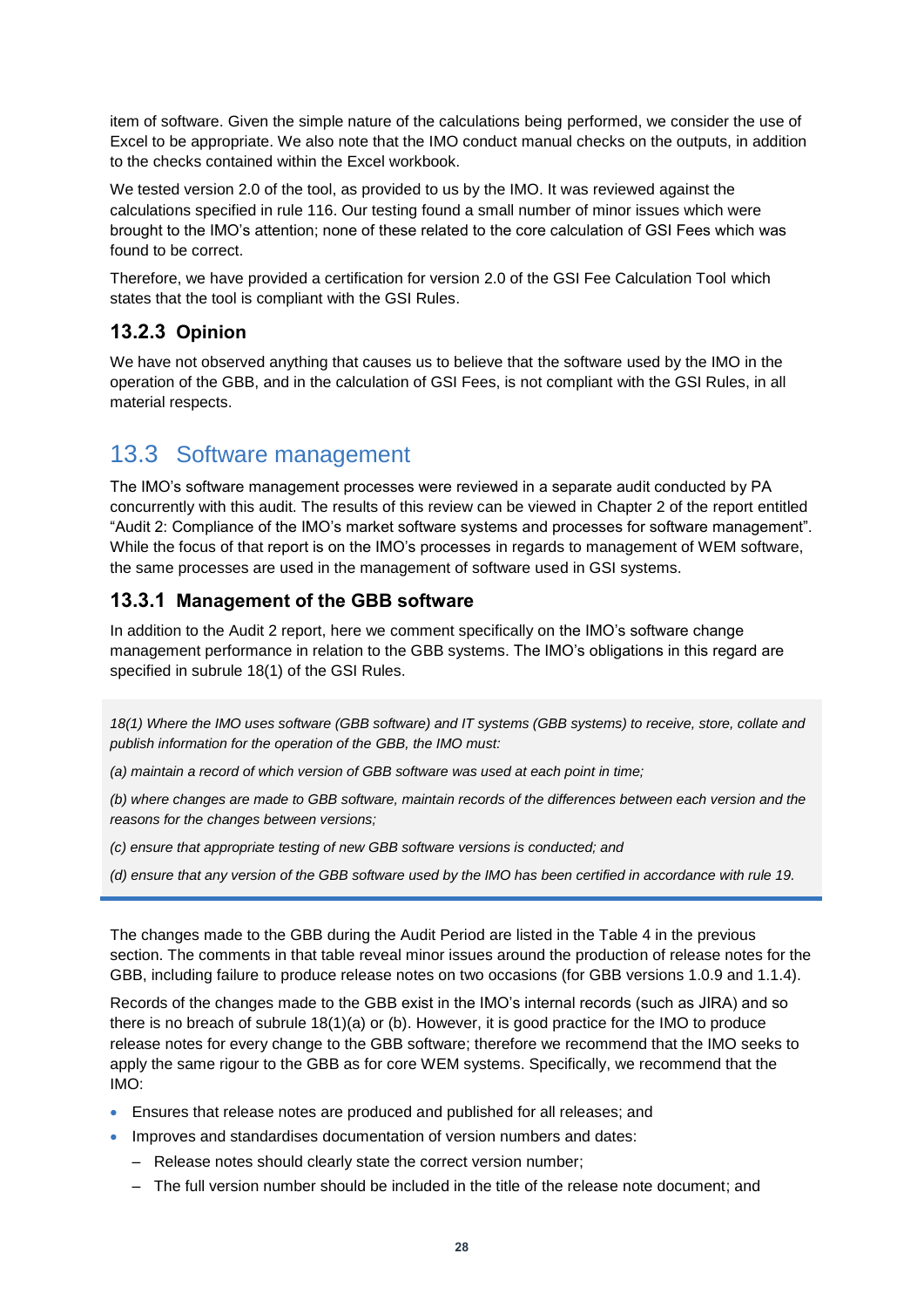item of software. Given the simple nature of the calculations being performed, we consider the use of Excel to be appropriate. We also note that the IMO conduct manual checks on the outputs, in addition to the checks contained within the Excel workbook.

We tested version 2.0 of the tool, as provided to us by the IMO. It was reviewed against the calculations specified in rule 116. Our testing found a small number of minor issues which were brought to the IMO's attention; none of these related to the core calculation of GSI Fees which was found to be correct.

Therefore, we have provided a certification for version 2.0 of the GSI Fee Calculation Tool which states that the tool is compliant with the GSI Rules.

### 13.2.3 Opinion

We have not observed anything that causes us to believe that the software used by the IMO in the operation of the GBB, and in the calculation of GSI Fees, is not compliant with the GSI Rules, in all material respects.

## 13.3 Software management

The IMO's software management processes were reviewed in a separate audit conducted by PA concurrently with this audit. The results of this review can be viewed in Chapter 2 of the report entitled "Audit 2: Compliance of the IMO's market software systems and processes for software management". While the focus of that report is on the IMO's processes in regards to management of WEM software, the same processes are used in the management of software used in GSI systems.

### 13.3.1 Management of the GBB software

In addition to the Audit 2 report, here we comment specifically on the IMO's software change management performance in relation to the GBB systems. The IMO's obligations in this regard are specified in subrule 18(1) of the GSI Rules.

> *18(1) Where the IMO uses software (GBB software) and IT systems (GBB systems) to receive, store, collate and publish information for the operation of the GBB, the IMO must:*
>
> *(a) maintain a record of which version of GBB software was used at each point in time;*
>
> *(b) where changes are made to GBB software, maintain records of the differences between each version and the reasons for the changes between versions;*
>
> *(c) ensure that appropriate testing of new GBB software versions is conducted; and*
>
> *(d) ensure that any version of the GBB software used by the IMO has been certified in accordance with rule 19.*

The changes made to the GBB during the Audit Period are listed in the Table 4 in the previous section. The comments in that table reveal minor issues around the production of release notes for the GBB, including failure to produce release notes on two occasions (for GBB versions 1.0.9 and 1.1.4).

Records of the changes made to the GBB exist in the IMO's internal records (such as JIRA) and so there is no breach of subrule 18(1)(a) or (b). However, it is good practice for the IMO to produce release notes for every change to the GBB software; therefore we recommend that the IMO seeks to apply the same rigour to the GBB as for core WEM systems. Specifically, we recommend that the IMO:

- Ensures that release notes are produced and published for all releases; and
- Improves and standardises documentation of version numbers and dates:
  - Release notes should clearly state the correct version number;
  - The full version number should be included in the title of the release note document; and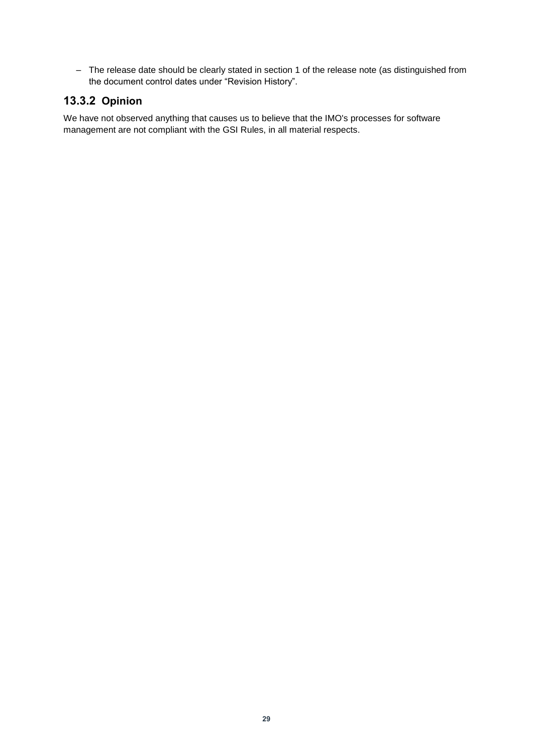– The release date should be clearly stated in section 1 of the release note (as distinguished from the document control dates under "Revision History".

### 13.3.2 Opinion

We have not observed anything that causes us to believe that the IMO's processes for software management are not compliant with the GSI Rules, in all material respects.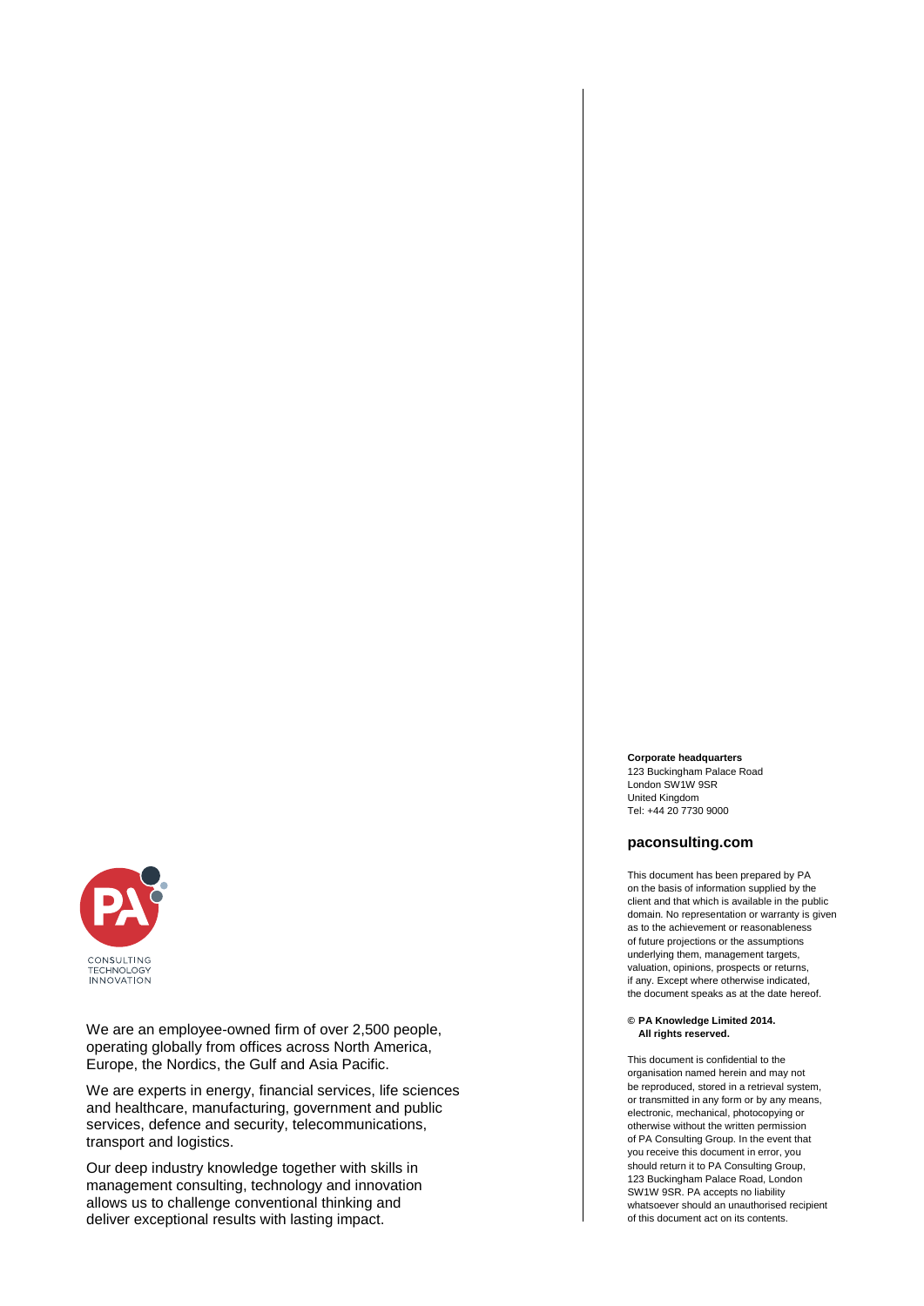CONSULTING
TECHNOLOGY
INNOVATION

We are an employee-owned firm of over 2,500 people, operating globally from offices across North America, Europe, the Nordics, the Gulf and Asia Pacific.

We are experts in energy, financial services, life sciences and healthcare, manufacturing, government and public services, defence and security, telecommunications, transport and logistics.

Our deep industry knowledge together with skills in management consulting, technology and innovation allows us to challenge conventional thinking and deliver exceptional results with lasting impact.

**Corporate headquarters**
123 Buckingham Palace Road
London SW1W 9SR
United Kingdom
Tel: +44 20 7730 9000

**paconsulting.com**

This document has been prepared by PA on the basis of information supplied by the client and that which is available in the public domain. No representation or warranty is given as to the achievement or reasonableness of future projections or the assumptions underlying them, management targets, valuation, opinions, prospects or returns, if any. Except where otherwise indicated, the document speaks as at the date hereof.

**© PA Knowledge Limited 2014.**
**All rights reserved.**

This document is confidential to the organisation named herein and may not be reproduced, stored in a retrieval system, or transmitted in any form or by any means, electronic, mechanical, photocopying or otherwise without the written permission of PA Consulting Group. In the event that you receive this document in error, you should return it to PA Consulting Group, 123 Buckingham Palace Road, London SW1W 9SR. PA accepts no liability whatsoever should an unauthorised recipient of this document act on its contents.